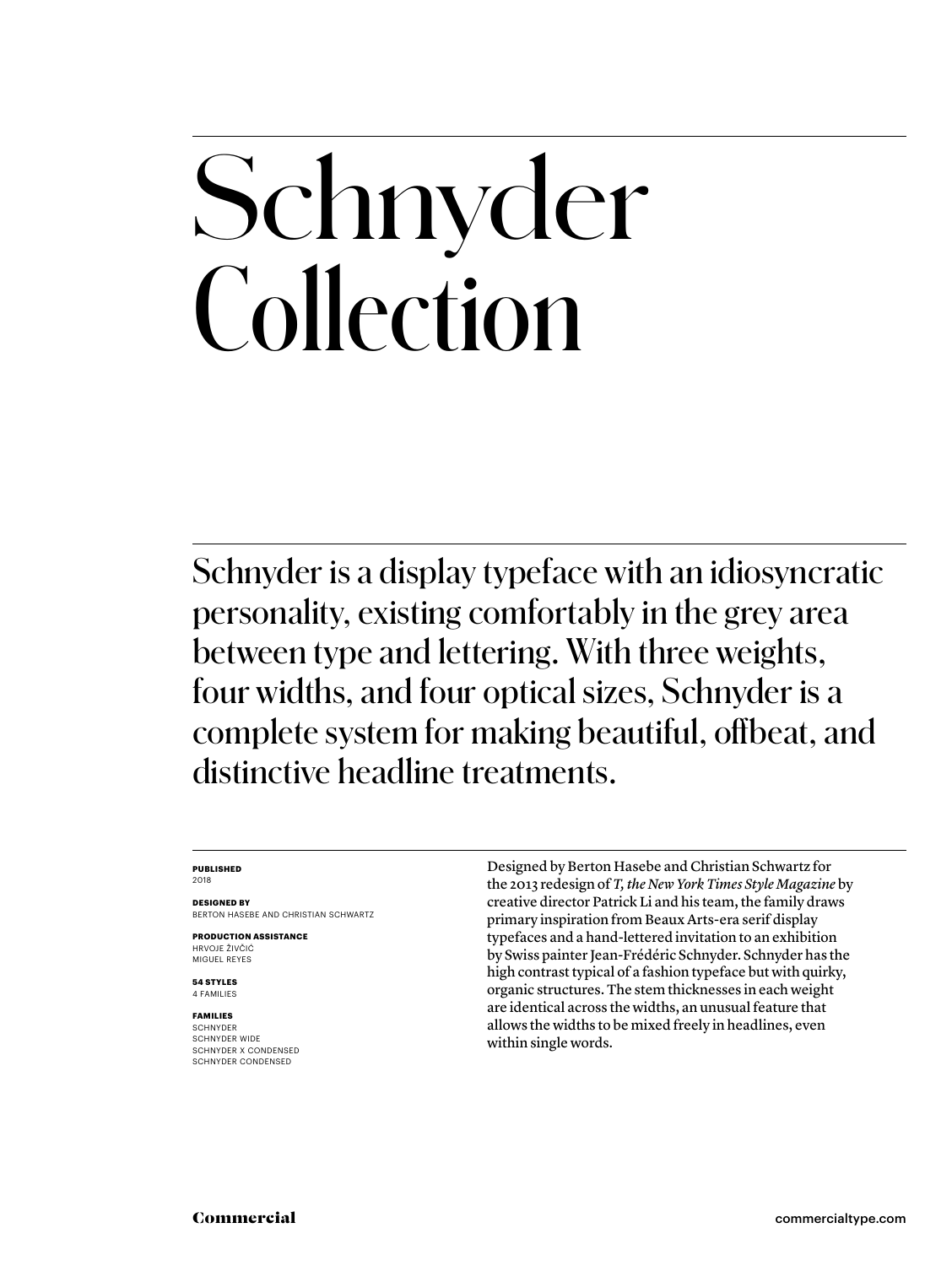# Schnyder Collection

Schnyder is a display typeface with an idiosyncratic personality, existing comfortably in the grey area between type and lettering. With three weights, four widths, and four optical sizes, Schnyder is a complete system for making beautiful, offbeat, and distinctive headline treatments.

**PUBLISHED**
2018

**DESIGNED BY**
BERTON HASEBE AND CHRISTIAN SCHWARTZ

**PRODUCTION ASSISTANCE**
HRVOJE ŽIVČIĆ
MIGUEL REYES

**54 STYLES**
4 FAMILIES

**FAMILIES**
SCHNYDER
SCHNYDER WIDE
SCHNYDER X CONDENSED
SCHNYDER CONDENSED

Designed by Berton Hasebe and Christian Schwartz for the 2013 redesign of *T, the New York Times Style Magazine* by creative director Patrick Li and his team, the family draws primary inspiration from Beaux Arts-era serif display typefaces and a hand-lettered invitation to an exhibition by Swiss painter Jean-Frédéric Schnyder. Schnyder has the high contrast typical of a fashion typeface but with quirky, organic structures. The stem thicknesses in each weight are identical across the widths, an unusual feature that allows the widths to be mixed freely in headlines, even within single words.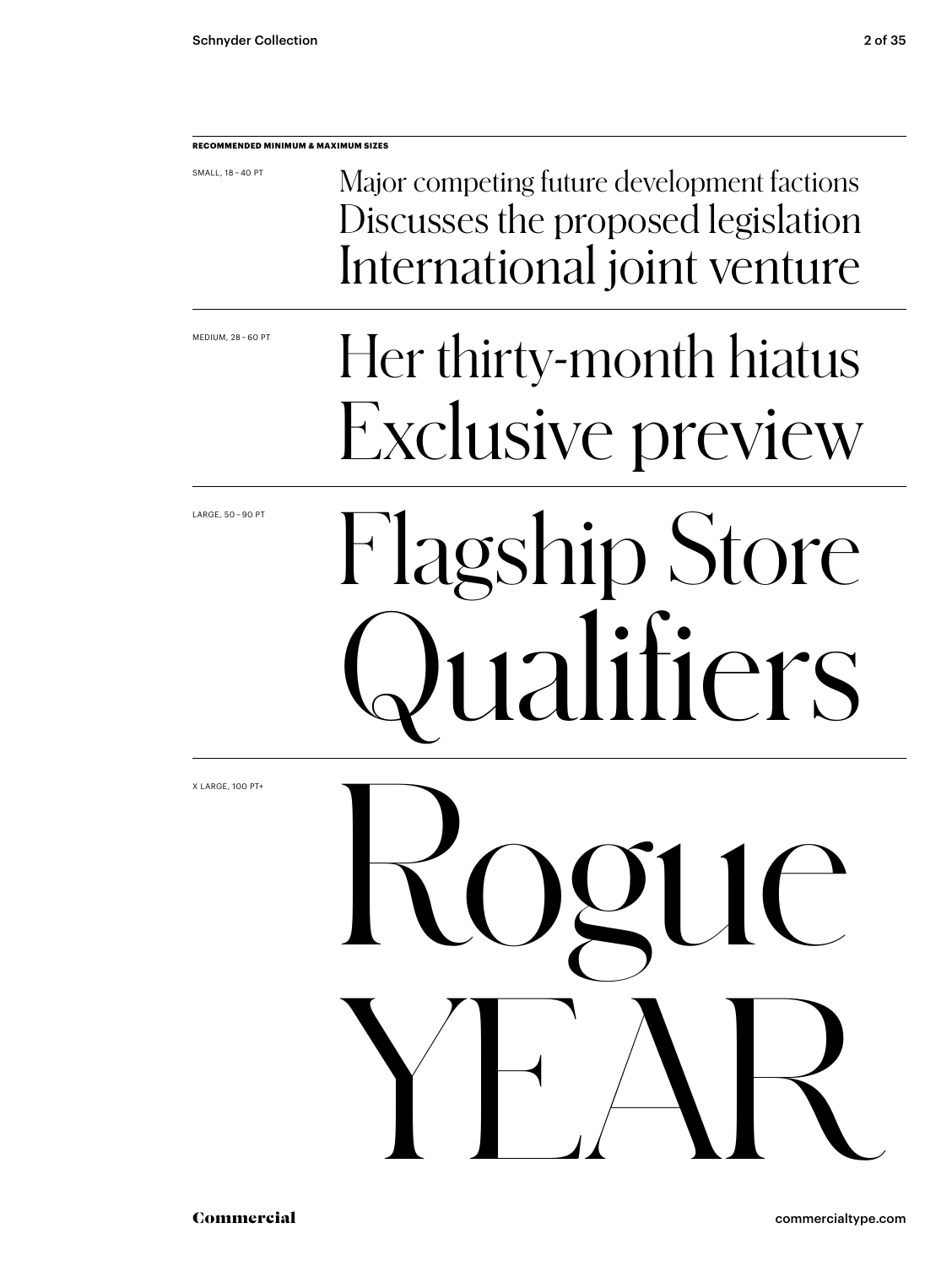**RECOMMENDED MINIMUM & MAXIMUM SIZES**

SMALL, 18 – 40 PT

Major competing future development factions
Discusses the proposed legislation
International joint venture

MEDIUM, 28 – 60 PT

Her thirty-month hiatus
Exclusive preview

LARGE, 50 – 90 PT

Flagship Store
Qualifiers

X LARGE, 100 PT+

Rogue
YEAR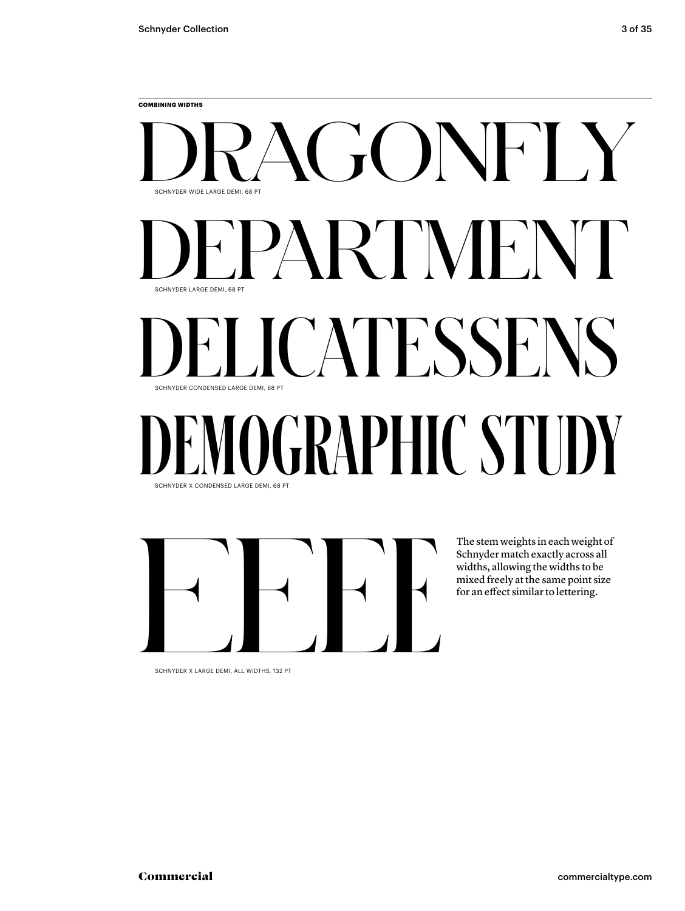**COMBINING WIDTHS**

# DRAGONFLY

SCHNYDER WIDE LARGE DEMI, 68 PT

# DEPARTMENT

SCHNYDER LARGE DEMI, 68 PT

# DELICATESSENS

SCHNYDER CONDENSED LARGE DEMI, 68 PT

# DEMOGRAPHIC STUDY

SCHNYDER X CONDENSED LARGE DEMI, 68 PT

# EEEE

SCHNYDER X LARGE DEMI, ALL WIDTHS, 132 PT

The stem weights in each weight of Schnyder match exactly across all widths, allowing the widths to be mixed freely at the same point size for an effect similar to lettering.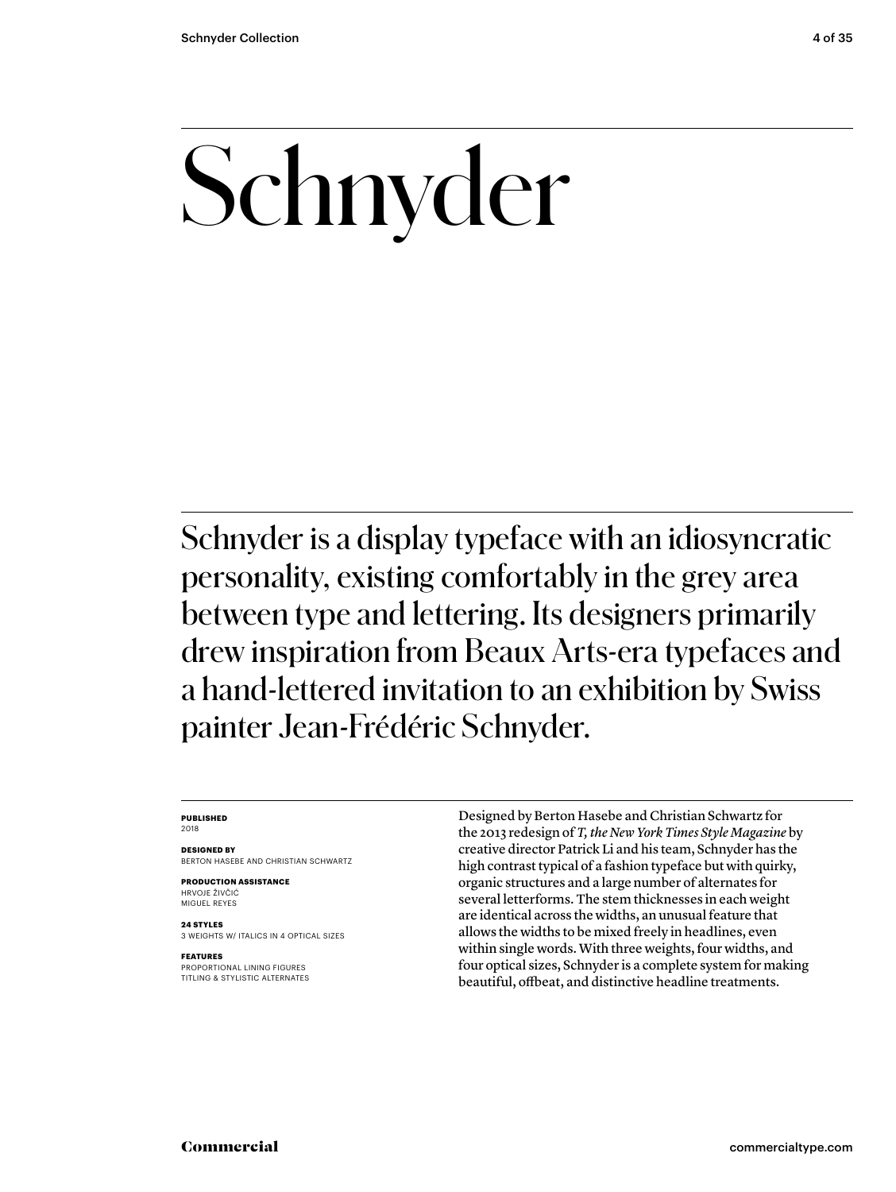# Schnyder

Schnyder is a display typeface with an idiosyncratic personality, existing comfortably in the grey area between type and lettering. Its designers primarily drew inspiration from Beaux Arts-era typefaces and a hand-lettered invitation to an exhibition by Swiss painter Jean-Frédéric Schnyder.

**PUBLISHED**
2018

**DESIGNED BY**
BERTON HASEBE AND CHRISTIAN SCHWARTZ

**PRODUCTION ASSISTANCE**
HRVOJE ŽIVČIĆ
MIGUEL REYES

**24 STYLES**
3 WEIGHTS W/ ITALICS IN 4 OPTICAL SIZES

**FEATURES**
PROPORTIONAL LINING FIGURES
TITLING & STYLISTIC ALTERNATES

Designed by Berton Hasebe and Christian Schwartz for the 2013 redesign of *T, the New York Times Style Magazine* by creative director Patrick Li and his team, Schnyder has the high contrast typical of a fashion typeface but with quirky, organic structures and a large number of alternates for several letterforms. The stem thicknesses in each weight are identical across the widths, an unusual feature that allows the widths to be mixed freely in headlines, even within single words. With three weights, four widths, and four optical sizes, Schnyder is a complete system for making beautiful, offbeat, and distinctive headline treatments.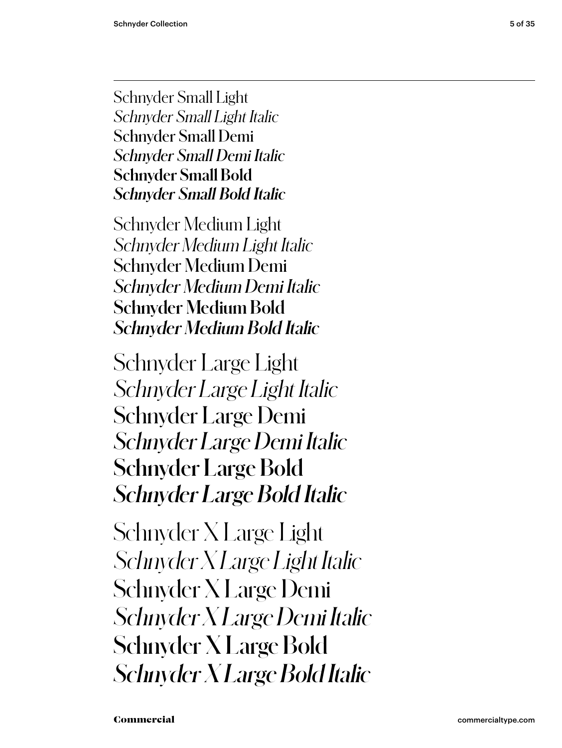Schnyder Small Light
*Schnyder Small Light Italic*
Schnyder Small Demi
*Schnyder Small Demi Italic*
**Schnyder Small Bold**
***Schnyder Small Bold Italic***

Schnyder Medium Light
*Schnyder Medium Light Italic*
Schnyder Medium Demi
*Schnyder Medium Demi Italic*
**Schnyder Medium Bold**
***Schnyder Medium Bold Italic***

Schnyder Large Light
*Schnyder Large Light Italic*
Schnyder Large Demi
*Schnyder Large Demi Italic*
**Schnyder Large Bold**
***Schnyder Large Bold Italic***

Schnyder X Large Light
*Schnyder X Large Light Italic*
Schnyder X Large Demi
*Schnyder X Large Demi Italic*
**Schnyder X Large Bold**
***Schnyder X Large Bold Italic***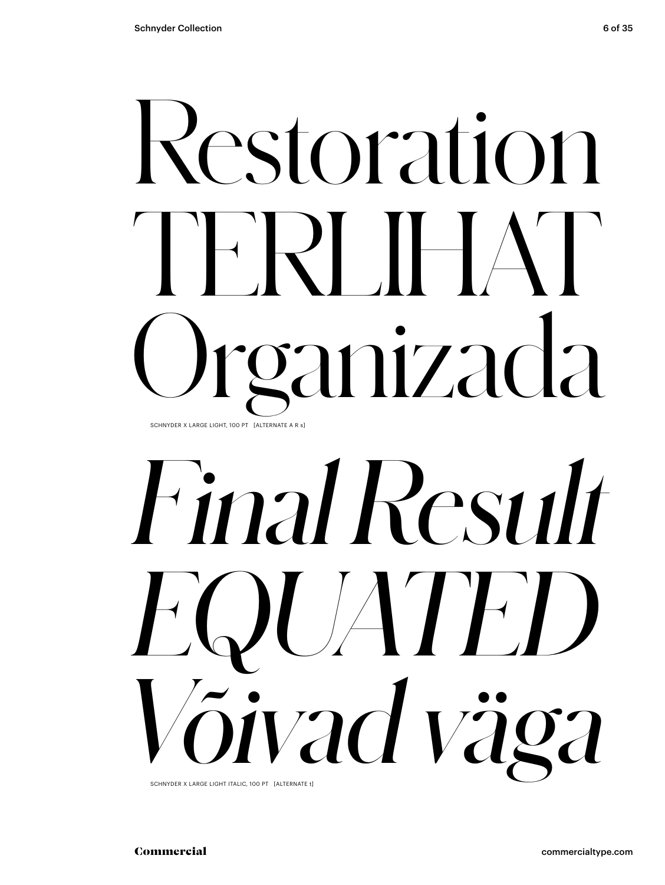Restoration
TERLIHAT
Organizada

SCHNYDER X LARGE LIGHT, 100 PT [ALTERNATE A R s]

*Final Result*
*EQUATED*
*Võivad väga*

SCHNYDER X LARGE LIGHT ITALIC, 100 PT [ALTERNATE t]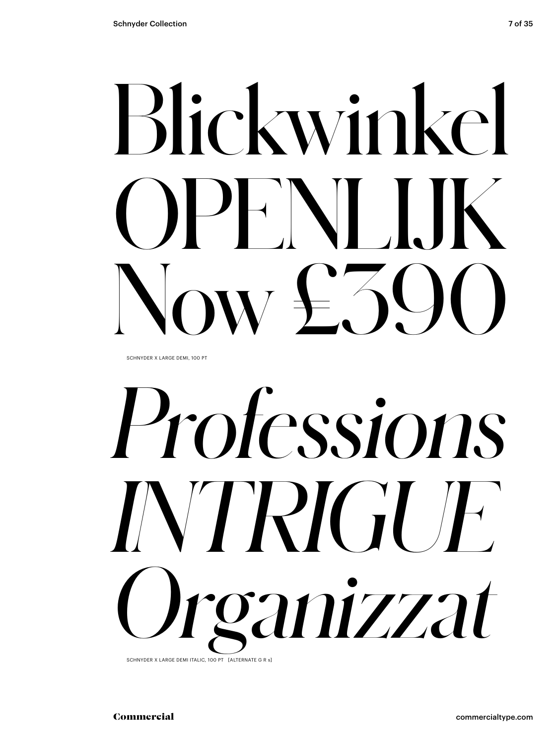Blickwinkel
OPENLIJK
Now £390

SCHNYDER X LARGE DEMI, 100 PT

*Professions*
*INTRIGUE*
*Organizzat*

SCHNYDER X LARGE DEMI ITALIC, 100 PT [ALTERNATE G R s]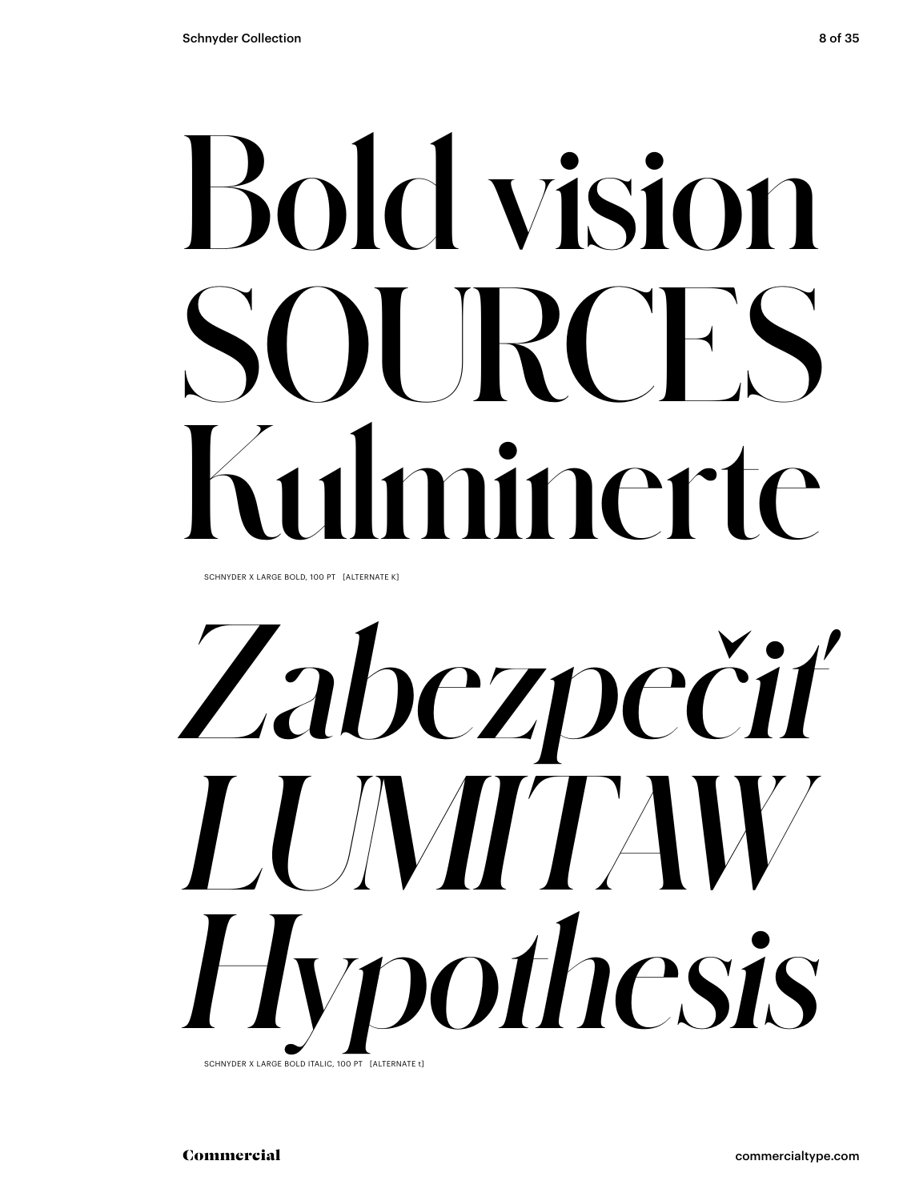Bold vision
SOURCES
Kulminerte

SCHNYDER X LARGE BOLD, 100 PT [ALTERNATE K]

*Zabezpečiť*
*LUMITAW*
*Hypothesis*

SCHNYDER X LARGE BOLD ITALIC, 100 PT [ALTERNATE t]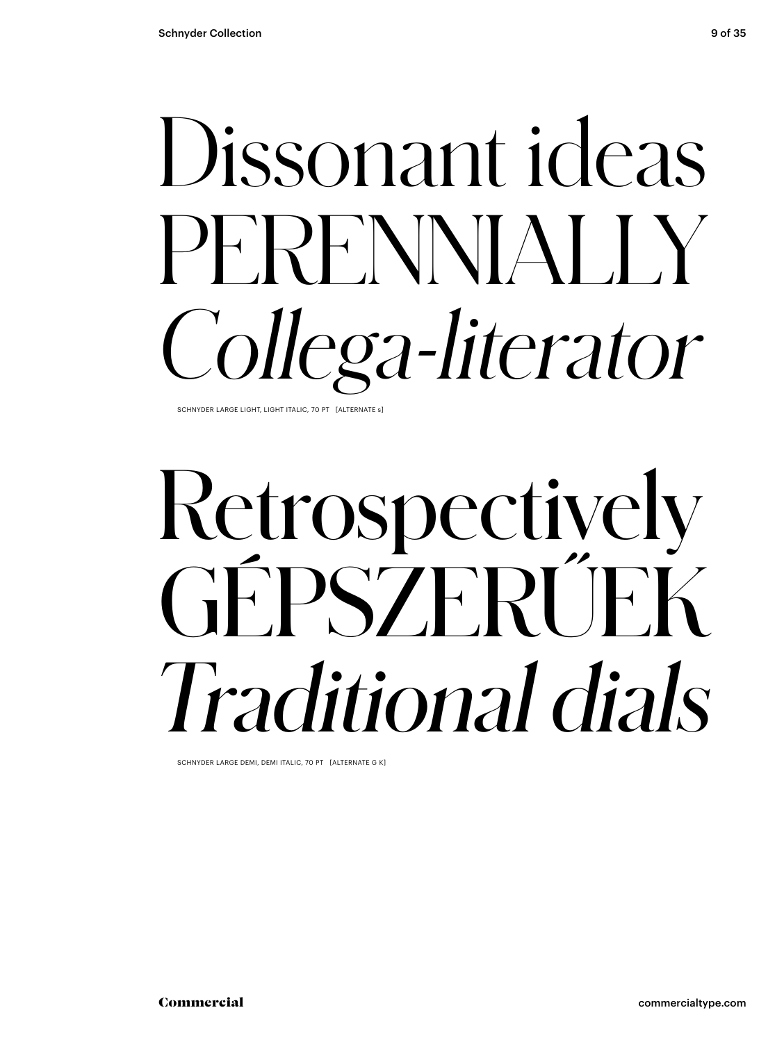Dissonant ideas
PERENNIALLY
*Collega-literator*

SCHNYDER LARGE LIGHT, LIGHT ITALIC, 70 PT [ALTERNATE s]

Retrospectively
GÉPSZERŰEK
*Traditional dials*

SCHNYDER LARGE DEMI, DEMI ITALIC, 70 PT [ALTERNATE G K]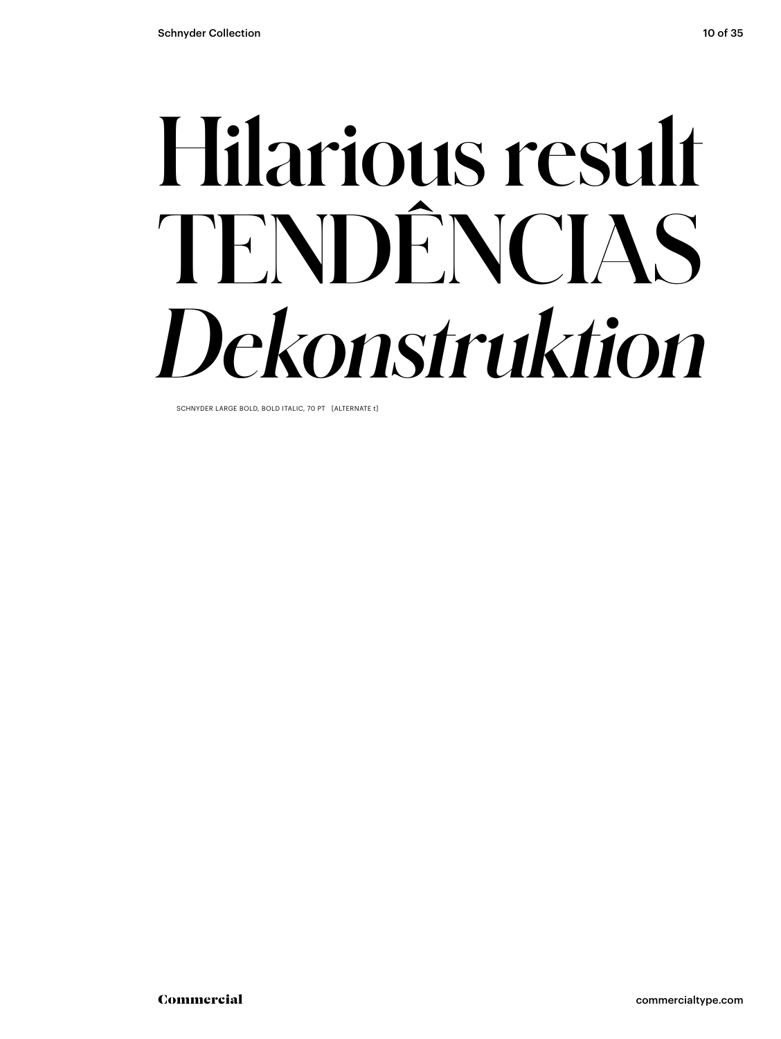# Hilarious result
# TENDÊNCIAS
# *Dekonstruktion*

SCHNYDER LARGE BOLD, BOLD ITALIC, 70 PT [ALTERNATE t]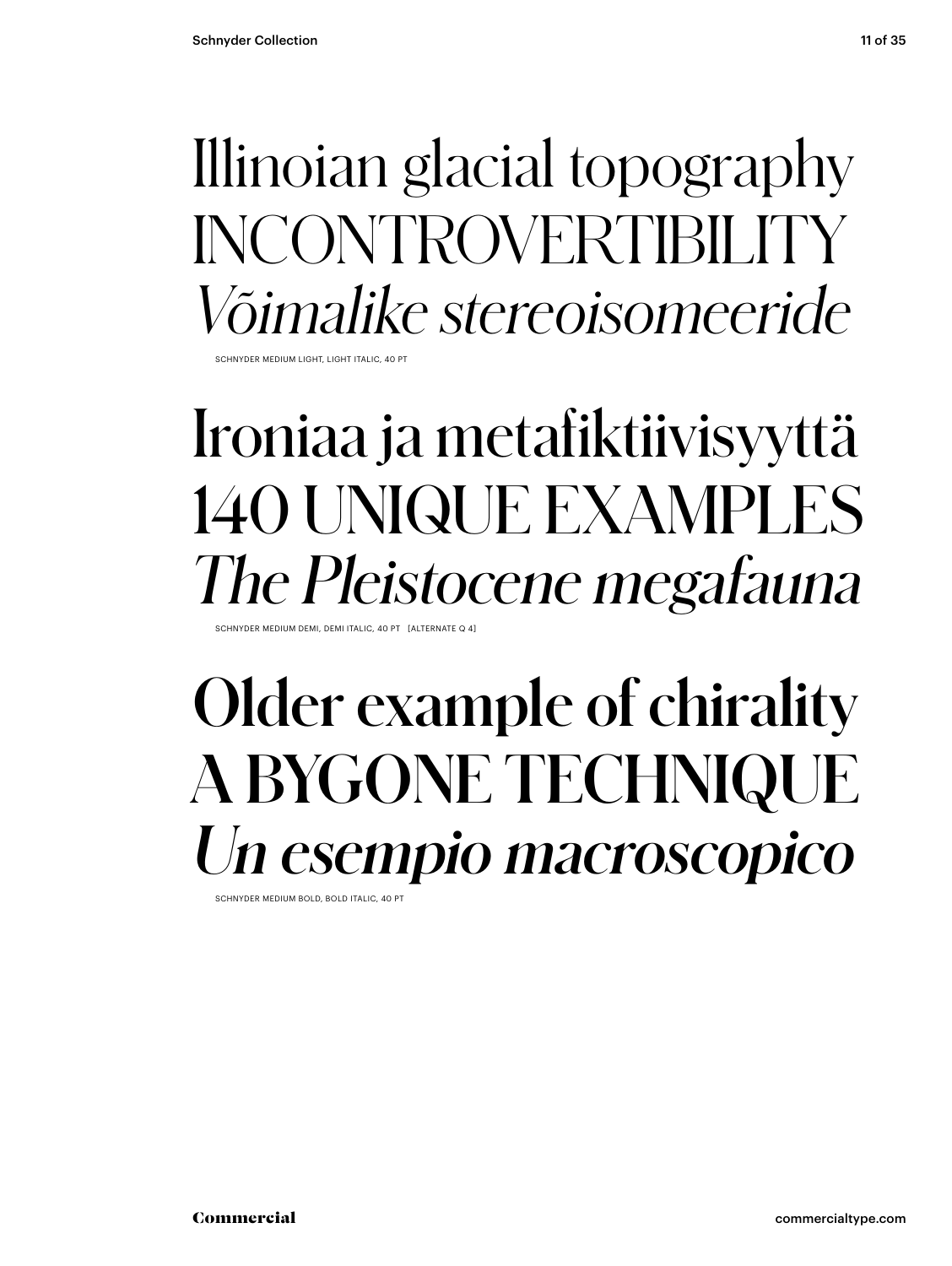Illinoian glacial topography
INCONTROVERTIBILITY
*Võimalike stereoisomeeride*

SCHNYDER MEDIUM LIGHT, LIGHT ITALIC, 40 PT

Ironiaa ja metafiktiivisyyttä
140 UNIQUE EXAMPLES
*The Pleistocene megafauna*

SCHNYDER MEDIUM DEMI, DEMI ITALIC, 40 PT [ALTERNATE Q 4]

**Older example of chirality**
**A BYGONE TECHNIQUE**
***Un esempio macroscopico***

SCHNYDER MEDIUM BOLD, BOLD ITALIC, 40 PT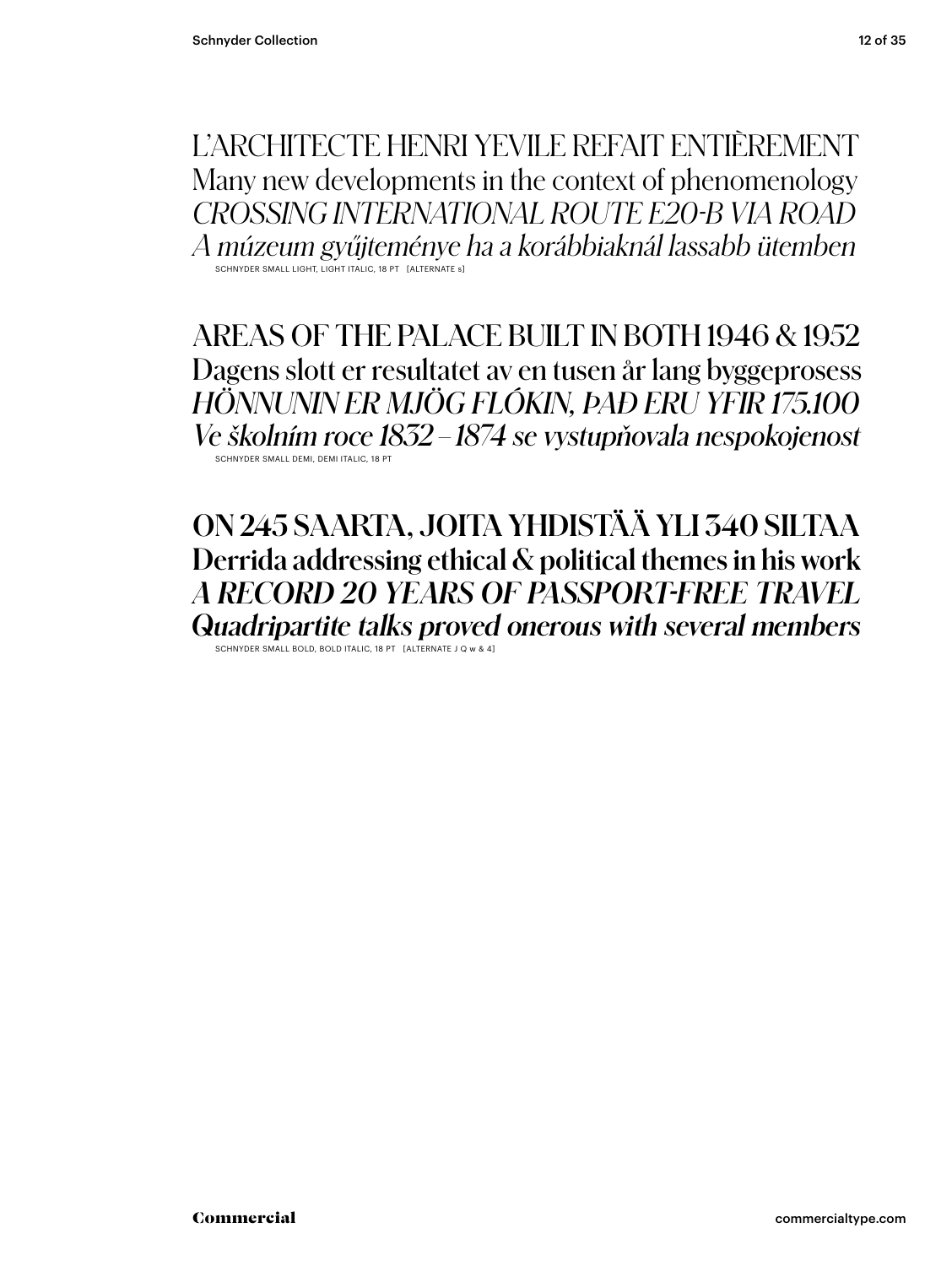L'ARCHITECTE HENRI YEVILE REFAIT ENTIÈREMENT
Many new developments in the context of phenomenology
*CROSSING INTERNATIONAL ROUTE E20-B VIA ROAD*
*A múzeum gyűjteménye ha a korábbiaknál lassabb ütemben*

SCHNYDER SMALL LIGHT, LIGHT ITALIC, 18 PT [ALTERNATE s]

AREAS OF THE PALACE BUILT IN BOTH 1946 & 1952
Dagens slott er resultatet av en tusen år lang byggeprosess
*HÖNNUNIN ER MJÖG FLÓKIN, ÞAÐ ERU YFIR 175.100*
*Ve školním roce 1832 – 1874 se vystupňovala nespokojenost*

SCHNYDER SMALL DEMI, DEMI ITALIC, 18 PT

**ON 245 SAARTA, JOITA YHDISTÄÄ YLI 340 SILTAA**
**Derrida addressing ethical & political themes in his work**
***A RECORD 20 YEARS OF PASSPORT-FREE TRAVEL***
***Quadripartite talks proved onerous with several members***

SCHNYDER SMALL BOLD, BOLD ITALIC, 18 PT [ALTERNATE J Q w & 4]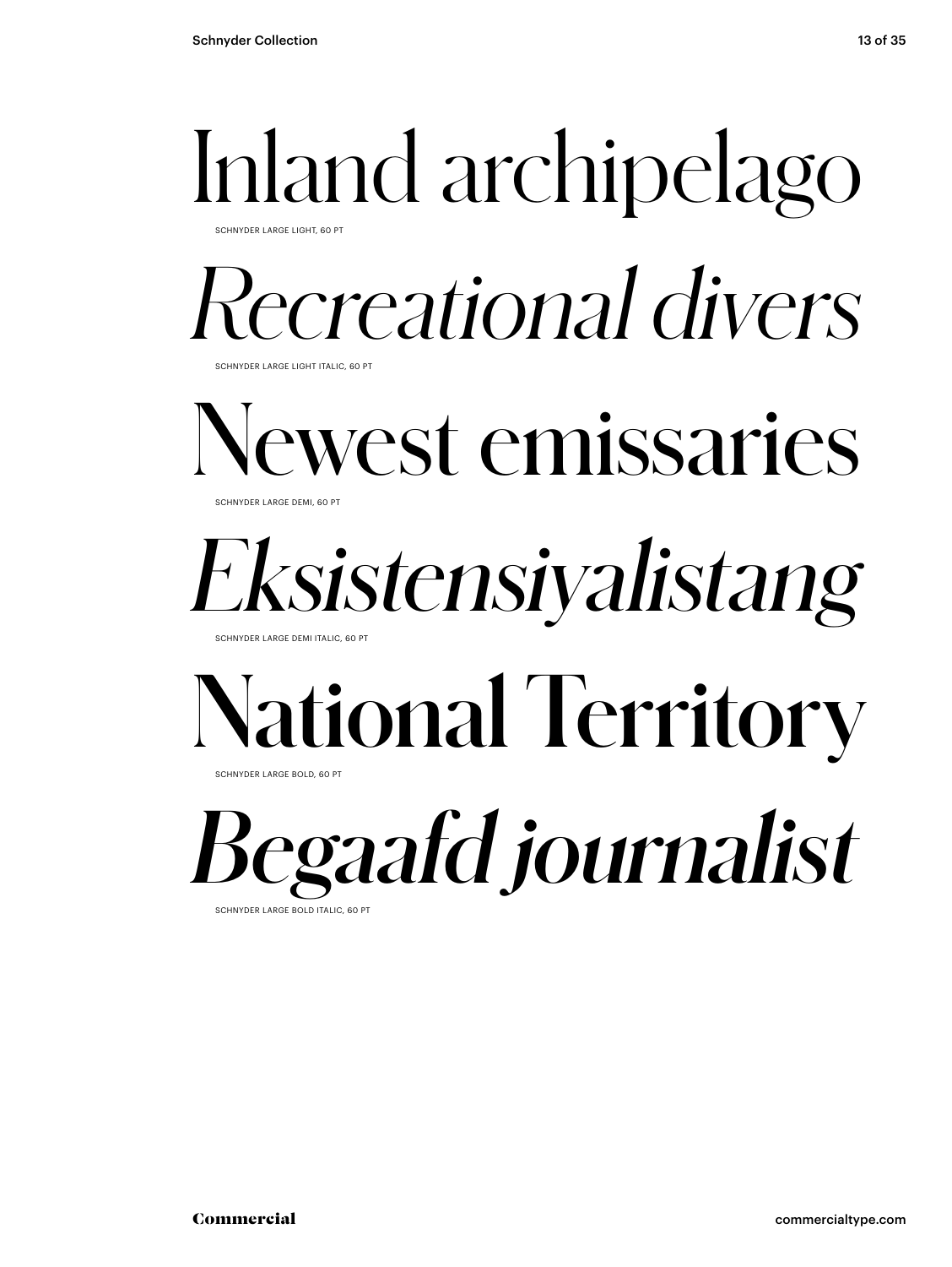Inland archipelago

SCHNYDER LARGE LIGHT, 60 PT

*Recreational divers*

SCHNYDER LARGE LIGHT ITALIC, 60 PT

Newest emissaries

SCHNYDER LARGE DEMI, 60 PT

*Eksistensiyalistang*

SCHNYDER LARGE DEMI ITALIC, 60 PT

**National Territory**

SCHNYDER LARGE BOLD, 60 PT

***Begaafd journalist***

SCHNYDER LARGE BOLD ITALIC, 60 PT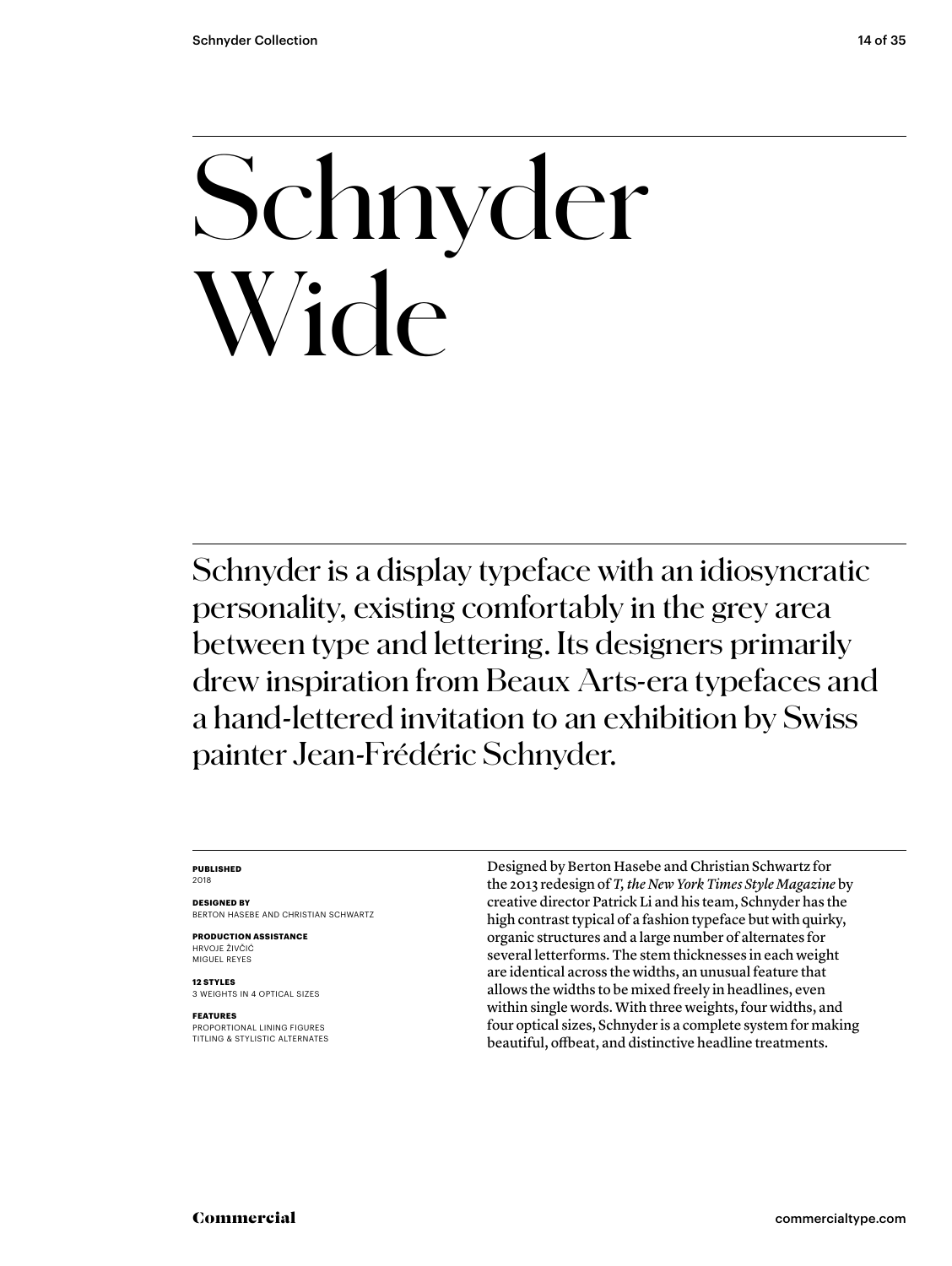# Schnyder Wide

Schnyder is a display typeface with an idiosyncratic personality, existing comfortably in the grey area between type and lettering. Its designers primarily drew inspiration from Beaux Arts-era typefaces and a hand-lettered invitation to an exhibition by Swiss painter Jean-Frédéric Schnyder.

**PUBLISHED**
2018

**DESIGNED BY**
BERTON HASEBE AND CHRISTIAN SCHWARTZ

**PRODUCTION ASSISTANCE**
HRVOJE ŽIVČIĆ
MIGUEL REYES

**12 STYLES**
3 WEIGHTS IN 4 OPTICAL SIZES

**FEATURES**
PROPORTIONAL LINING FIGURES
TITLING & STYLISTIC ALTERNATES

Designed by Berton Hasebe and Christian Schwartz for the 2013 redesign of *T, the New York Times Style Magazine* by creative director Patrick Li and his team, Schnyder has the high contrast typical of a fashion typeface but with quirky, organic structures and a large number of alternates for several letterforms. The stem thicknesses in each weight are identical across the widths, an unusual feature that allows the widths to be mixed freely in headlines, even within single words. With three weights, four widths, and four optical sizes, Schnyder is a complete system for making beautiful, offbeat, and distinctive headline treatments.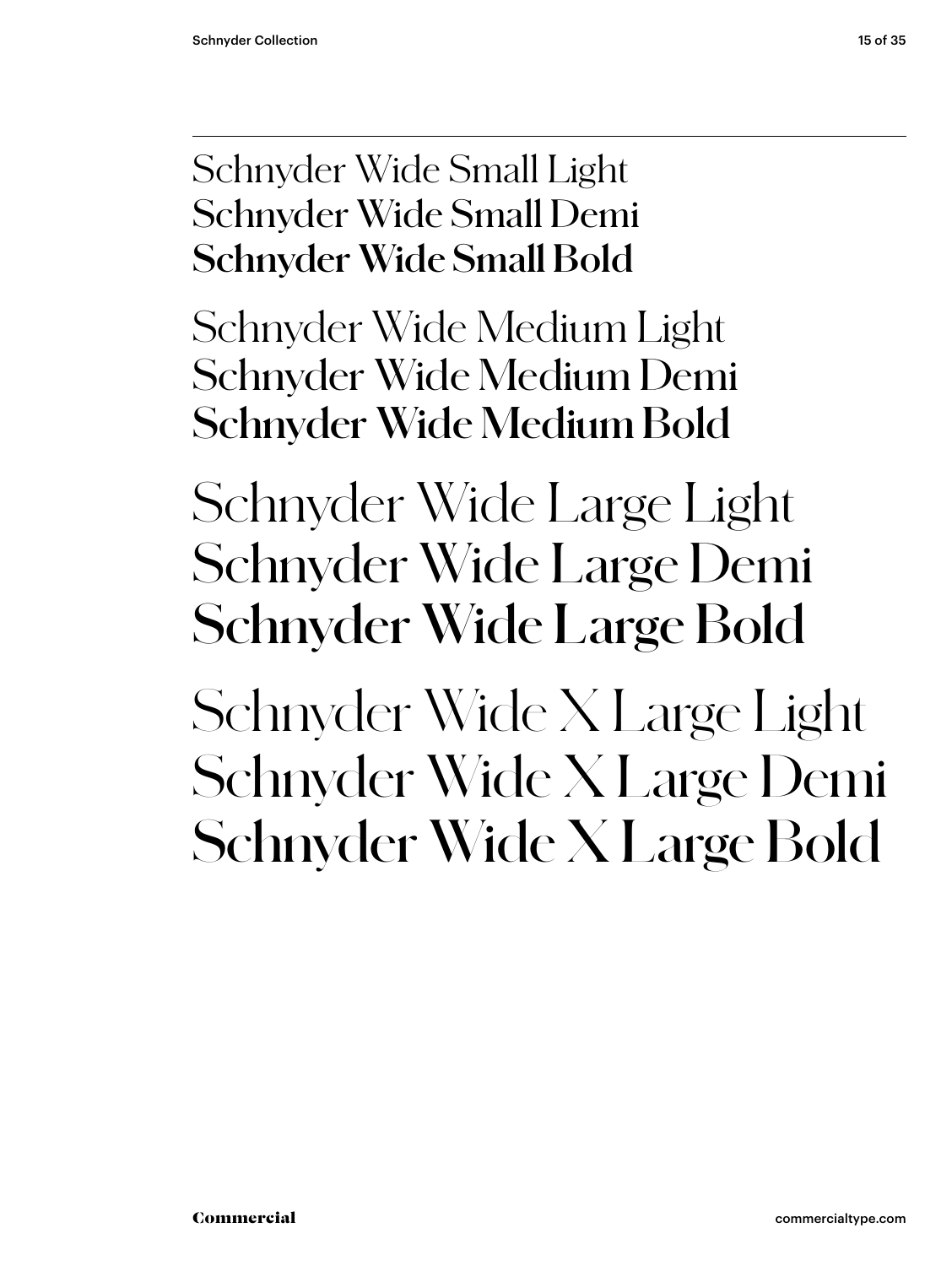Schnyder Wide Small Light
Schnyder Wide Small Demi
**Schnyder Wide Small Bold**

Schnyder Wide Medium Light
Schnyder Wide Medium Demi
**Schnyder Wide Medium Bold**

Schnyder Wide Large Light
Schnyder Wide Large Demi
**Schnyder Wide Large Bold**

Schnyder Wide X Large Light
Schnyder Wide X Large Demi
**Schnyder Wide X Large Bold**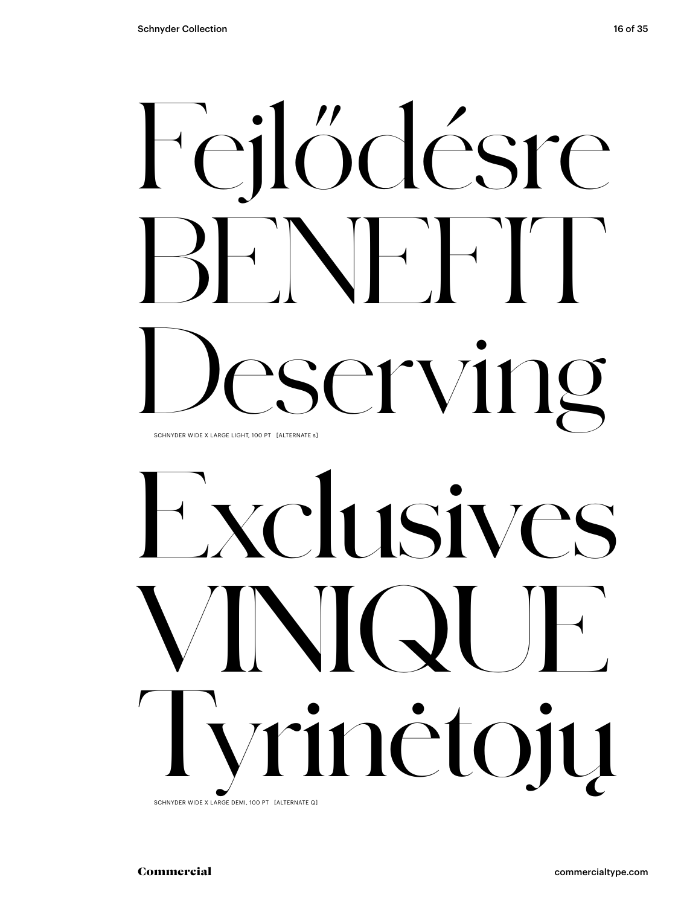Fejlődésre
BENEFIT
Deserving

SCHNYDER WIDE X LARGE LIGHT, 100 PT [ALTERNATE s]

Exclusives
VINIQUE
Tyrinėtojų

SCHNYDER WIDE X LARGE DEMI, 100 PT [ALTERNATE Q]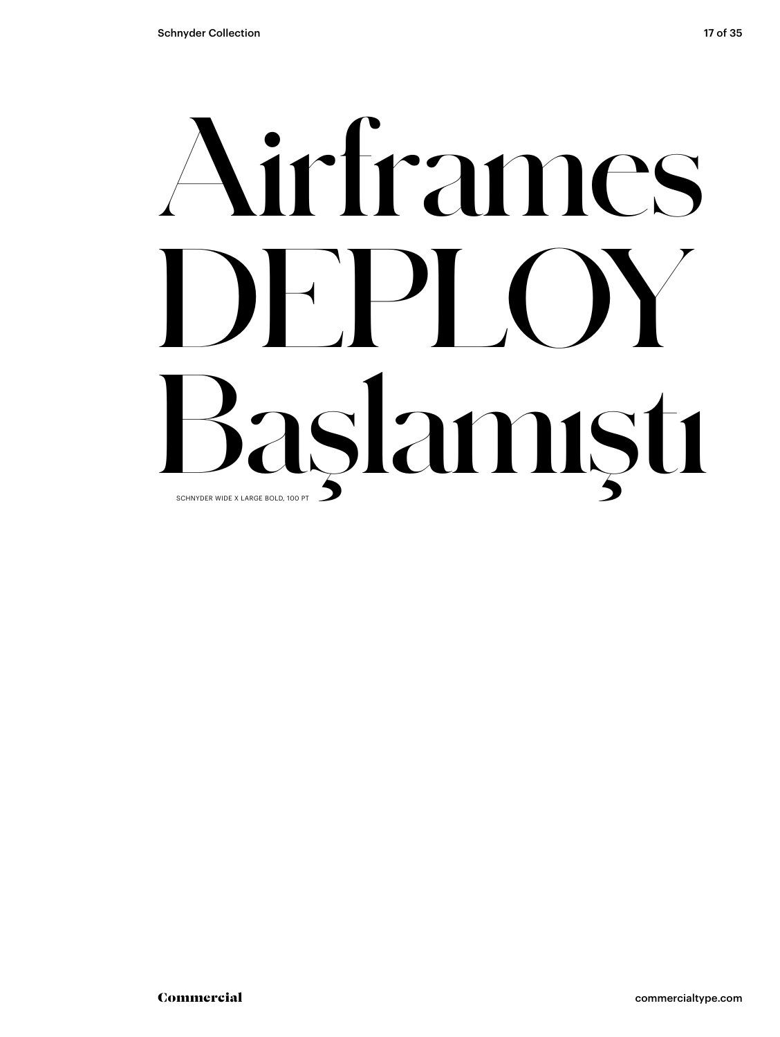# Airframes DEPLOY Başlamıştı

SCHNYDER WIDE X LARGE BOLD, 100 PT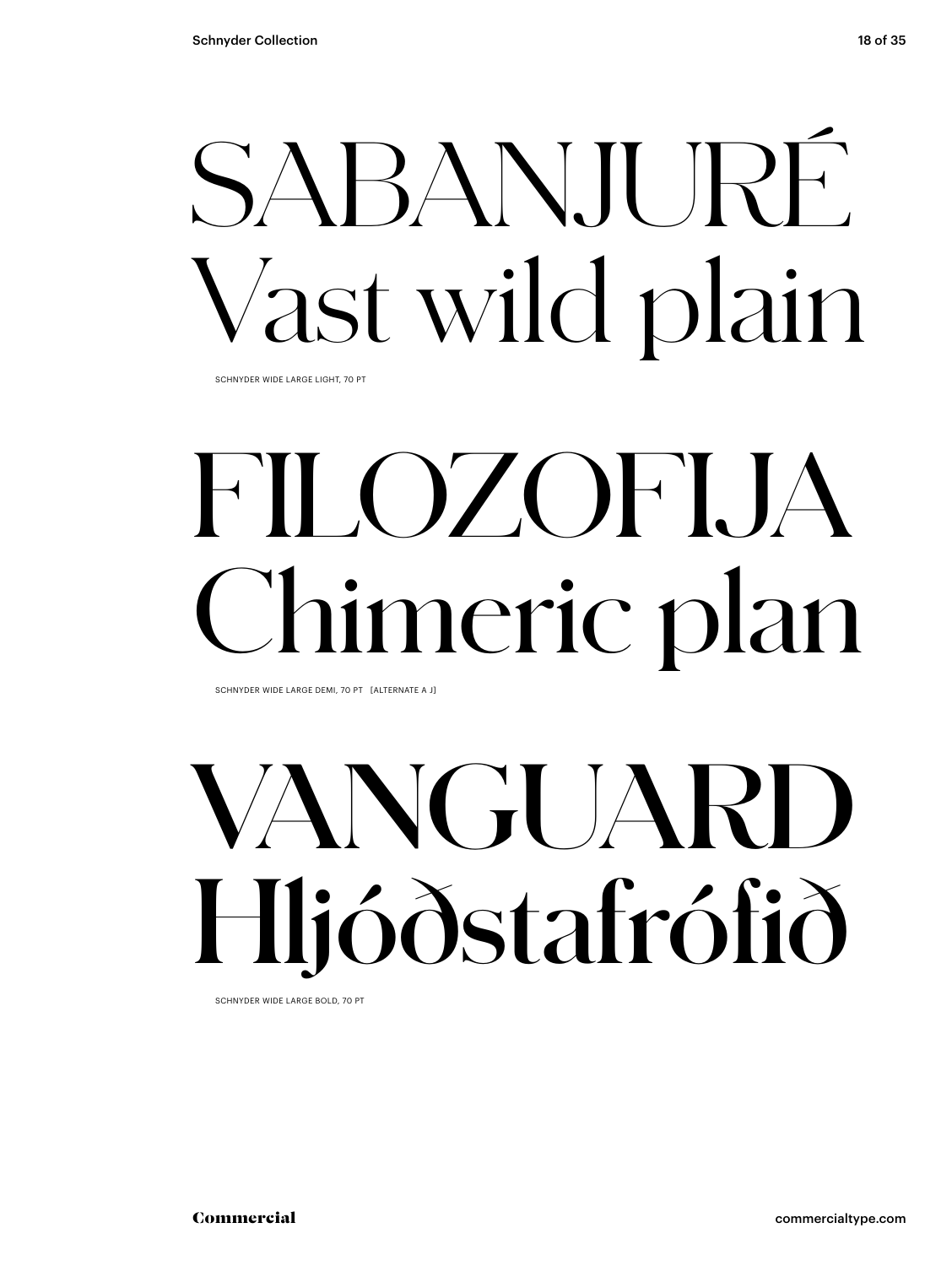SABANJURÉ
Vast wild plain

SCHNYDER WIDE LARGE LIGHT, 70 PT

FILOZOFIJA
Chimeric plan

SCHNYDER WIDE LARGE DEMI, 70 PT [ALTERNATE A J]

VANGUARD
Hljóðstafrófið

SCHNYDER WIDE LARGE BOLD, 70 PT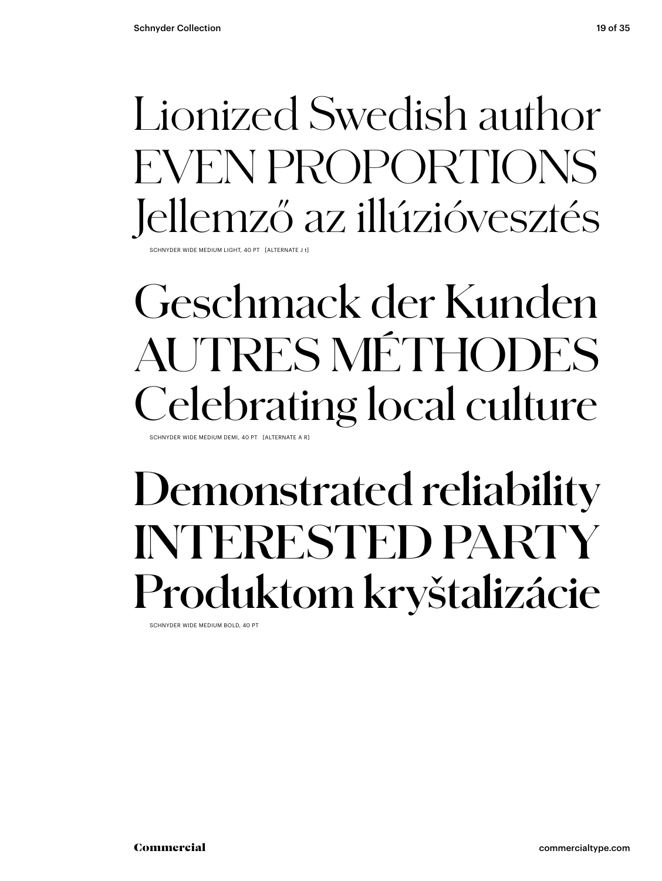Lionized Swedish author
EVEN PROPORTIONS
Jellemző az illúzióvesztés

SCHNYDER WIDE MEDIUM LIGHT, 40 PT [ALTERNATE J t]

Geschmack der Kunden
AUTRES MÉTHODES
Celebrating local culture

SCHNYDER WIDE MEDIUM DEMI, 40 PT [ALTERNATE A R]

**Demonstrated reliability**
**INTERESTED PARTY**
**Produktom kryštalizácie**

SCHNYDER WIDE MEDIUM BOLD, 40 PT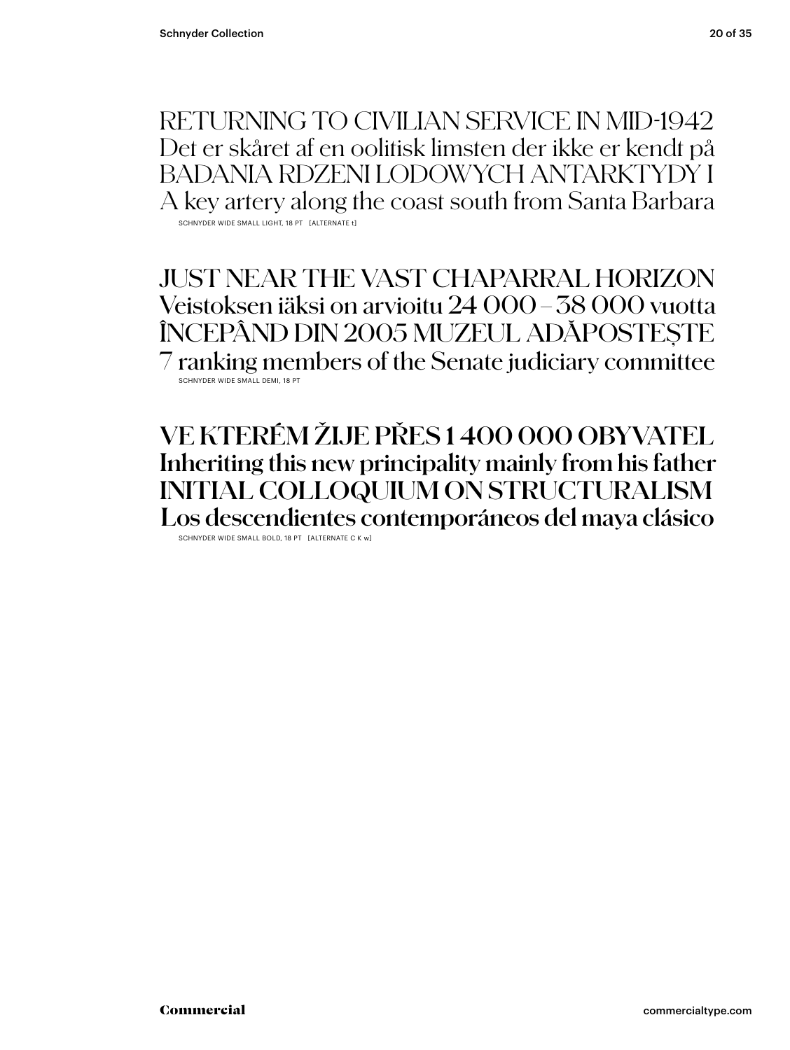RETURNING TO CIVILIAN SERVICE IN MID-1942
Det er skåret af en oolitisk limsten der ikke er kendt på
BADANIA RDZENI LODOWYCH ANTARKTYDY I
A key artery along the coast south from Santa Barbara

SCHNYDER WIDE SMALL LIGHT, 18 PT [ALTERNATE t]

JUST NEAR THE VAST CHAPARRAL HORIZON
Veistoksen iäksi on arvioitu 24 000 – 38 000 vuotta
ÎNCEPÂND DIN 2005 MUZEUL ADĂPOSTEȘTE
7 ranking members of the Senate judiciary committee

SCHNYDER WIDE SMALL DEMI, 18 PT

**VE KTERÉM ŽIJE PŘES 1 400 000 OBYVATEL**
**Inheriting this new principality mainly from his father**
**INITIAL COLLOQUIUM ON STRUCTURALISM**
**Los descendientes contemporáneos del maya clásico**

SCHNYDER WIDE SMALL BOLD, 18 PT [ALTERNATE C K w]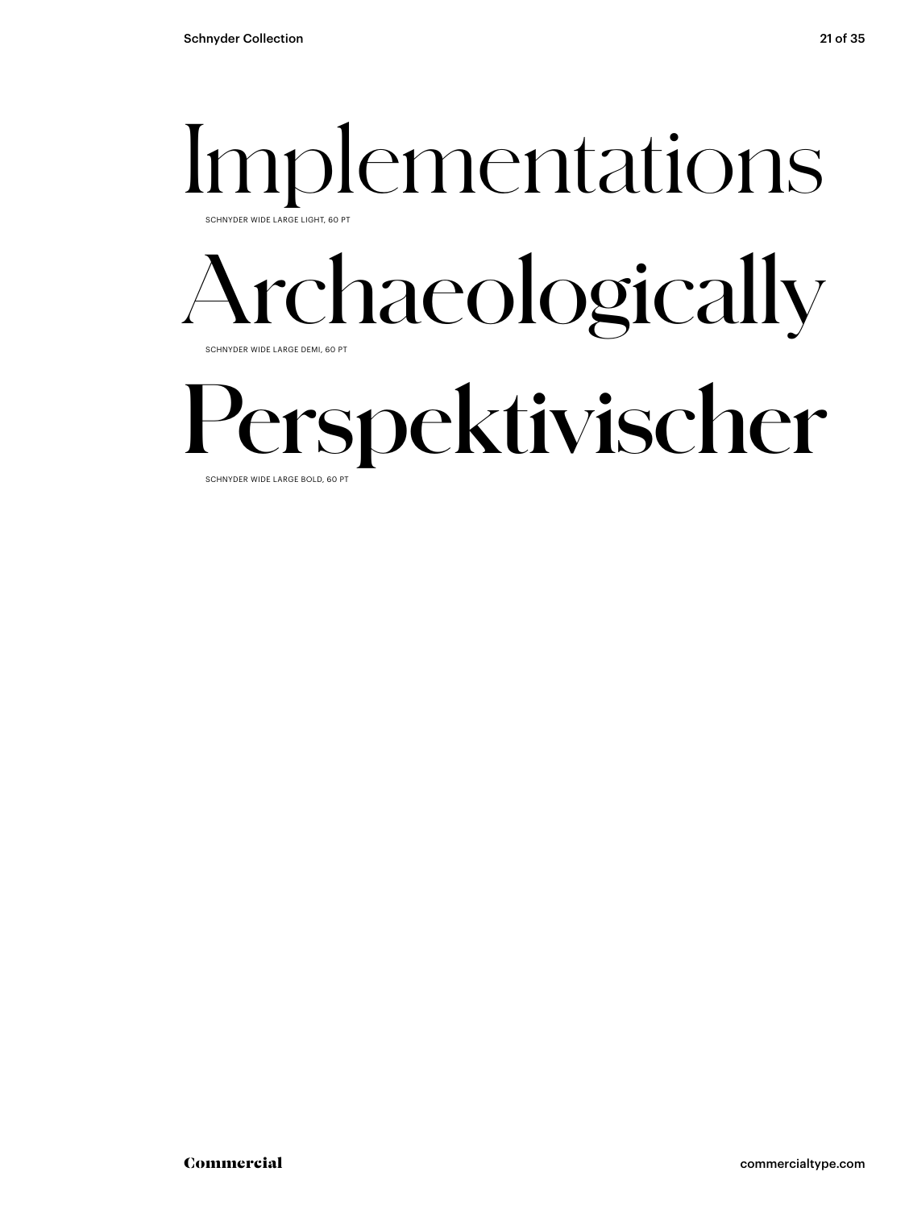# Implementations

SCHNYDER WIDE LARGE LIGHT, 60 PT

# Archaeologically

SCHNYDER WIDE LARGE DEMI, 60 PT

# Perspektivischer

SCHNYDER WIDE LARGE BOLD, 60 PT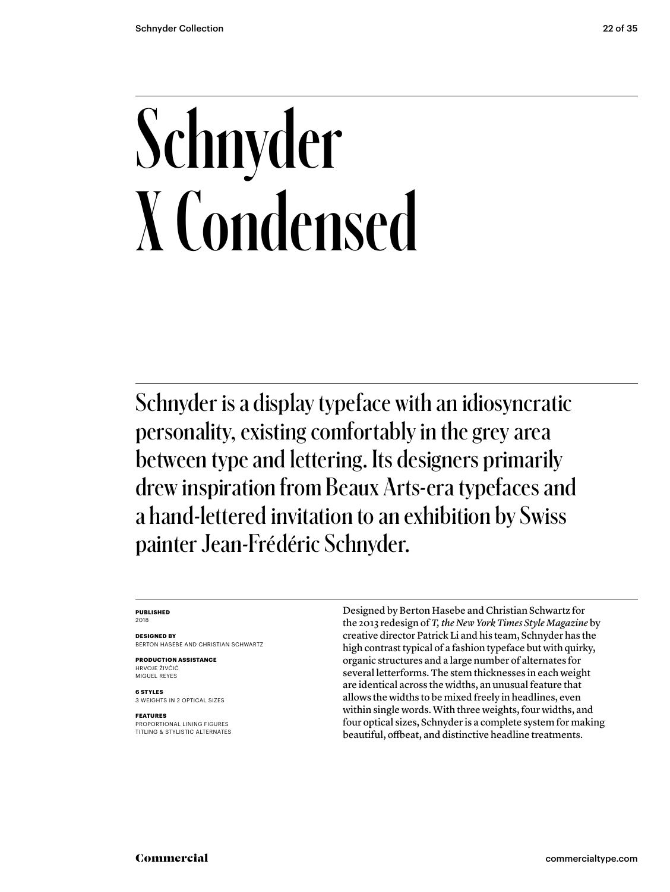# Schnyder X Condensed

Schnyder is a display typeface with an idiosyncratic personality, existing comfortably in the grey area between type and lettering. Its designers primarily drew inspiration from Beaux Arts-era typefaces and a hand-lettered invitation to an exhibition by Swiss painter Jean-Frédéric Schnyder.

**PUBLISHED**
2018

**DESIGNED BY**
BERTON HASEBE AND CHRISTIAN SCHWARTZ

**PRODUCTION ASSISTANCE**
HRVOJE ŽIVČIĆ
MIGUEL REYES

**6 STYLES**
3 WEIGHTS IN 2 OPTICAL SIZES

**FEATURES**
PROPORTIONAL LINING FIGURES
TITLING & STYLISTIC ALTERNATES

Designed by Berton Hasebe and Christian Schwartz for the 2013 redesign of ***T, the New York Times Style Magazine*** by creative director Patrick Li and his team, Schnyder has the high contrast typical of a fashion typeface but with quirky, organic structures and a large number of alternates for several letterforms. The stem thicknesses in each weight are identical across the widths, an unusual feature that allows the widths to be mixed freely in headlines, even within single words. With three weights, four widths, and four optical sizes, Schnyder is a complete system for making beautiful, offbeat, and distinctive headline treatments.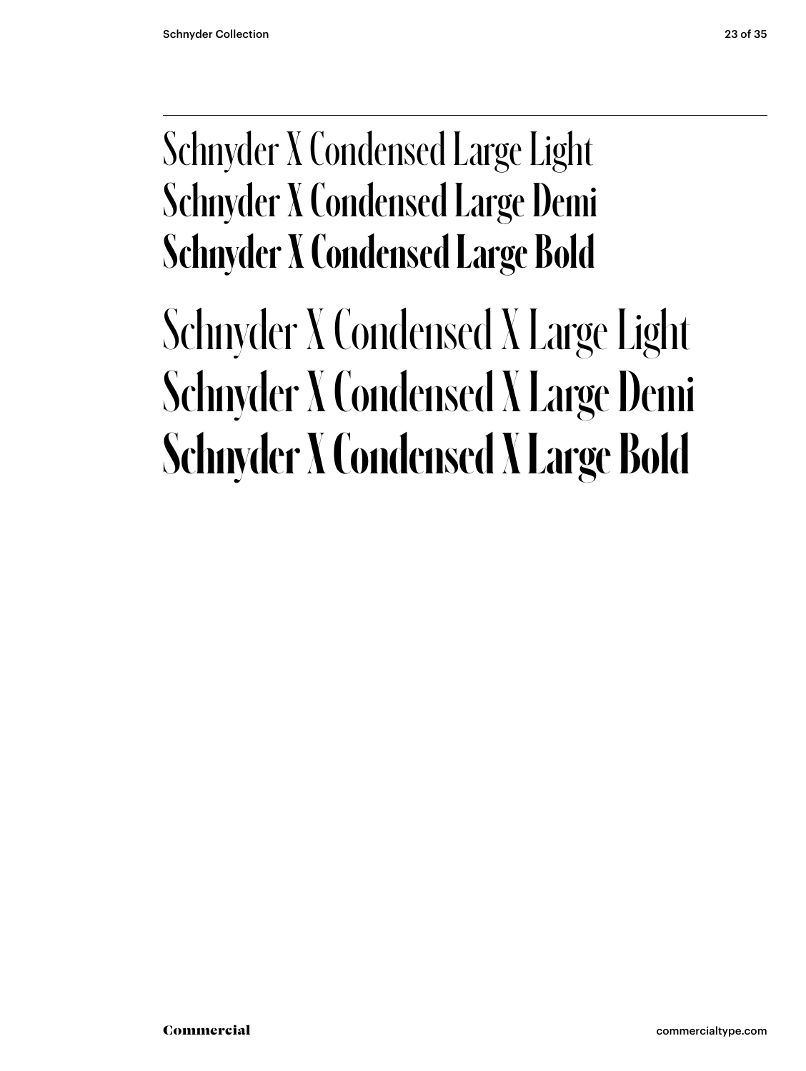Schnyder X Condensed Large Light

Schnyder X Condensed Large Demi

**Schnyder X Condensed Large Bold**

Schnyder X Condensed X Large Light

Schnyder X Condensed X Large Demi

**Schnyder X Condensed X Large Bold**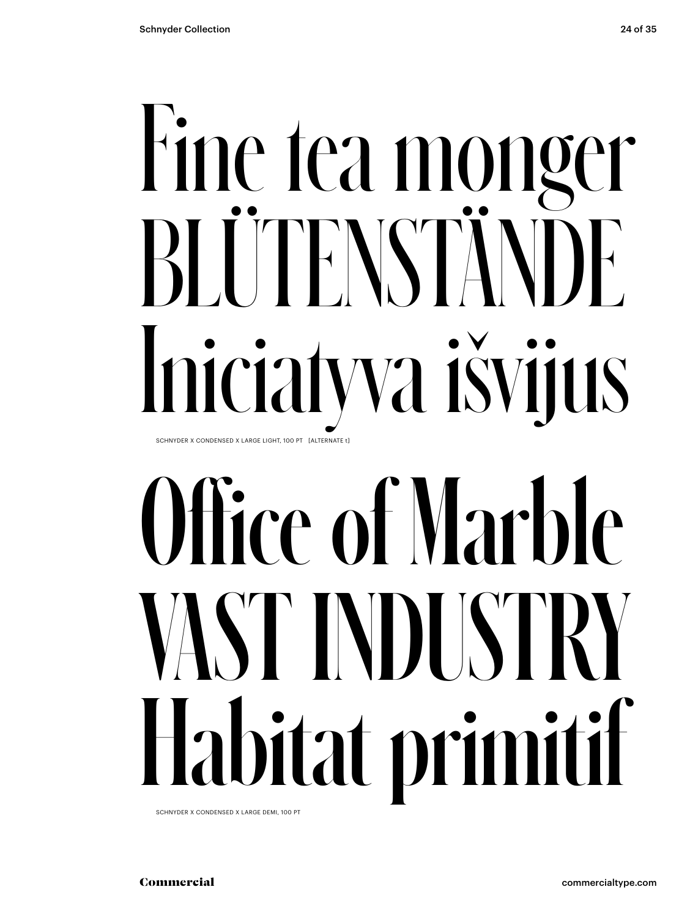Fine tea monger
BLÜTENSTÄNDE
Iniciatyva išvijus

SCHNYDER X CONDENSED X LARGE LIGHT, 100 PT [ALTERNATE t]

Office of Marble
VAST INDUSTRY
Habitat primitif

SCHNYDER X CONDENSED X LARGE DEMI, 100 PT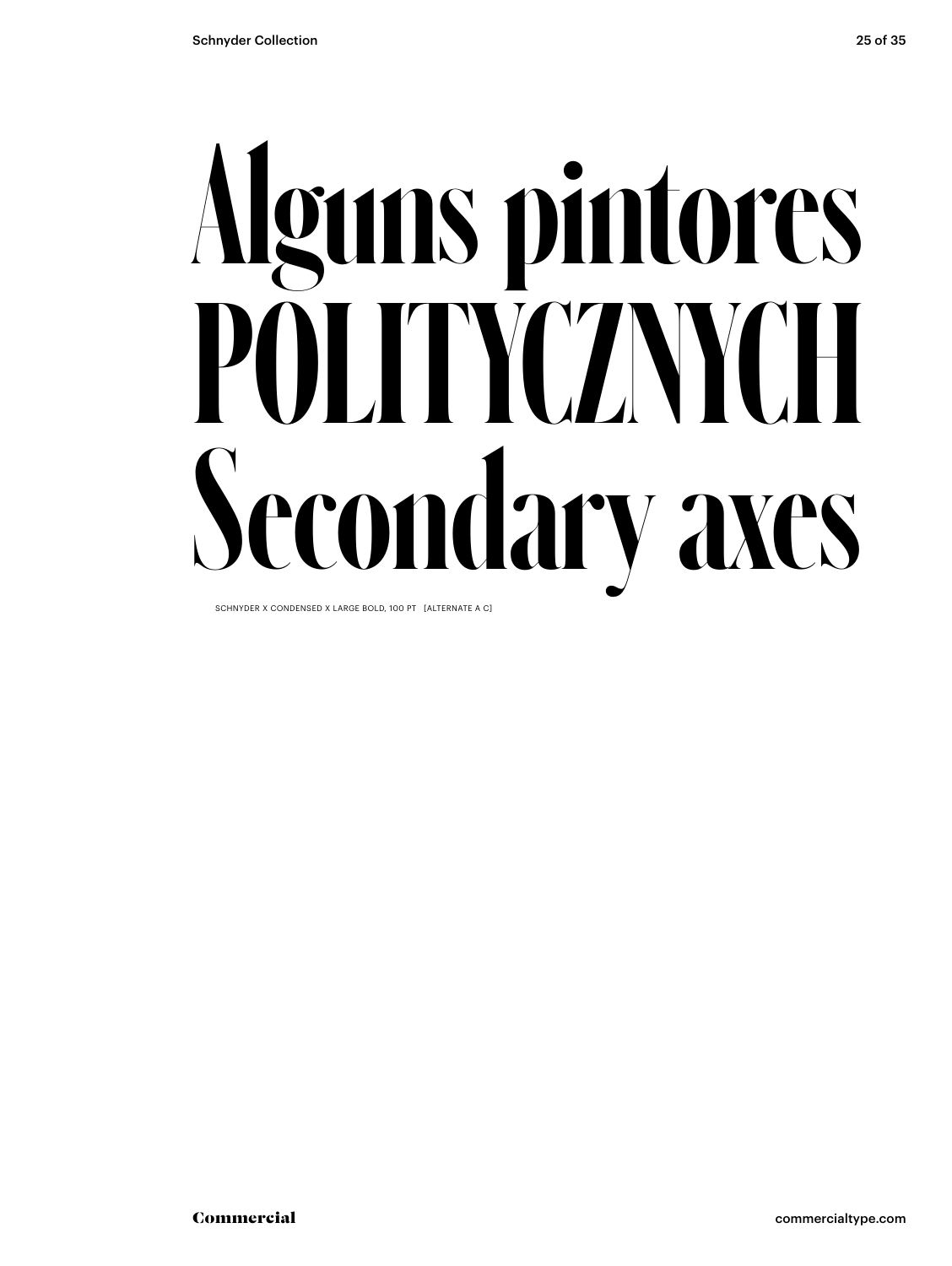# Alguns pintores POLITYCZNYCH Secondary axes

SCHNYDER X CONDENSED X LARGE BOLD, 100 PT [ALTERNATE A C]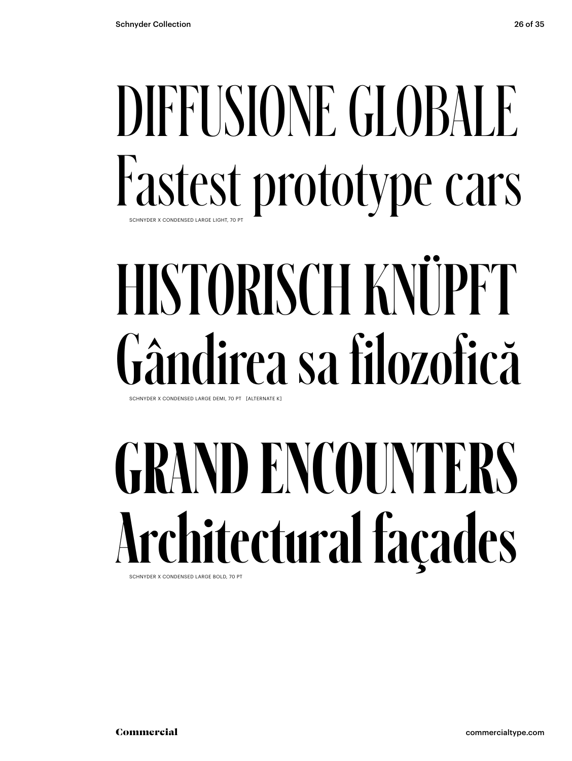DIFFUSIONE GLOBALE
Fastest prototype cars

SCHNYDER X CONDENSED LARGE LIGHT, 70 PT

HISTORISCH KNÜPFT
Gândirea sa filozofică

SCHNYDER X CONDENSED LARGE DEMI, 70 PT [ALTERNATE K]

**GRAND ENCOUNTERS**
**Architectural façades**

SCHNYDER X CONDENSED LARGE BOLD, 70 PT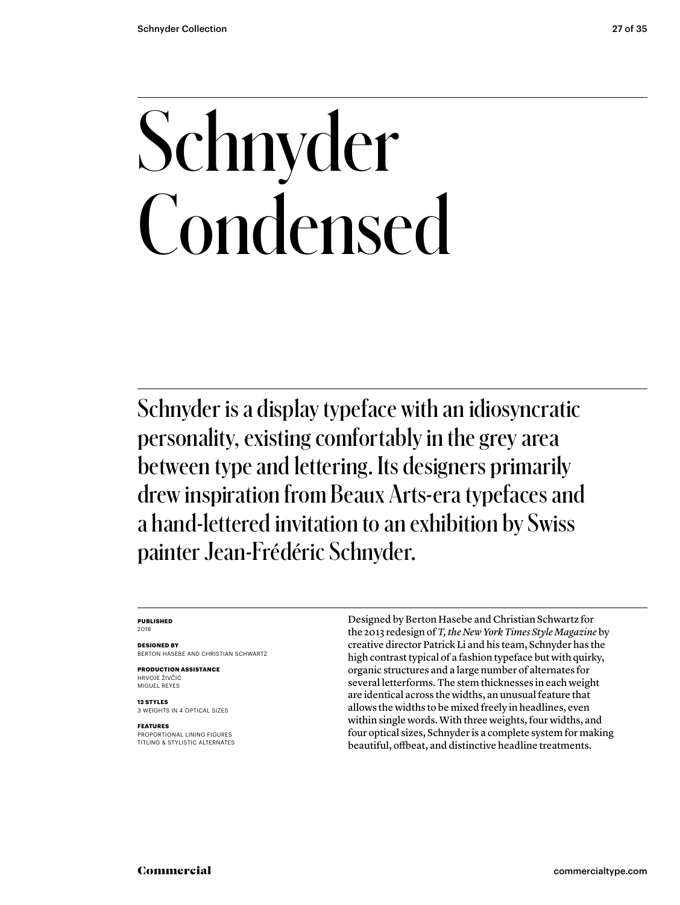# Schnyder Condensed

Schnyder is a display typeface with an idiosyncratic personality, existing comfortably in the grey area between type and lettering. Its designers primarily drew inspiration from Beaux Arts-era typefaces and a hand-lettered invitation to an exhibition by Swiss painter Jean-Frédéric Schnyder.

**PUBLISHED**
2018

**DESIGNED BY**
BERTON HASEBE AND CHRISTIAN SCHWARTZ

**PRODUCTION ASSISTANCE**
HRVOJE ŽIVČIĆ
MIGUEL REYES

**12 STYLES**
3 WEIGHTS IN 4 OPTICAL SIZES

**FEATURES**
PROPORTIONAL LINING FIGURES
TITLING & STYLISTIC ALTERNATES

Designed by Berton Hasebe and Christian Schwartz for the 2013 redesign of *T, the New York Times Style Magazine* by creative director Patrick Li and his team, Schnyder has the high contrast typical of a fashion typeface but with quirky, organic structures and a large number of alternates for several letterforms. The stem thicknesses in each weight are identical across the widths, an unusual feature that allows the widths to be mixed freely in headlines, even within single words. With three weights, four widths, and four optical sizes, Schnyder is a complete system for making beautiful, offbeat, and distinctive headline treatments.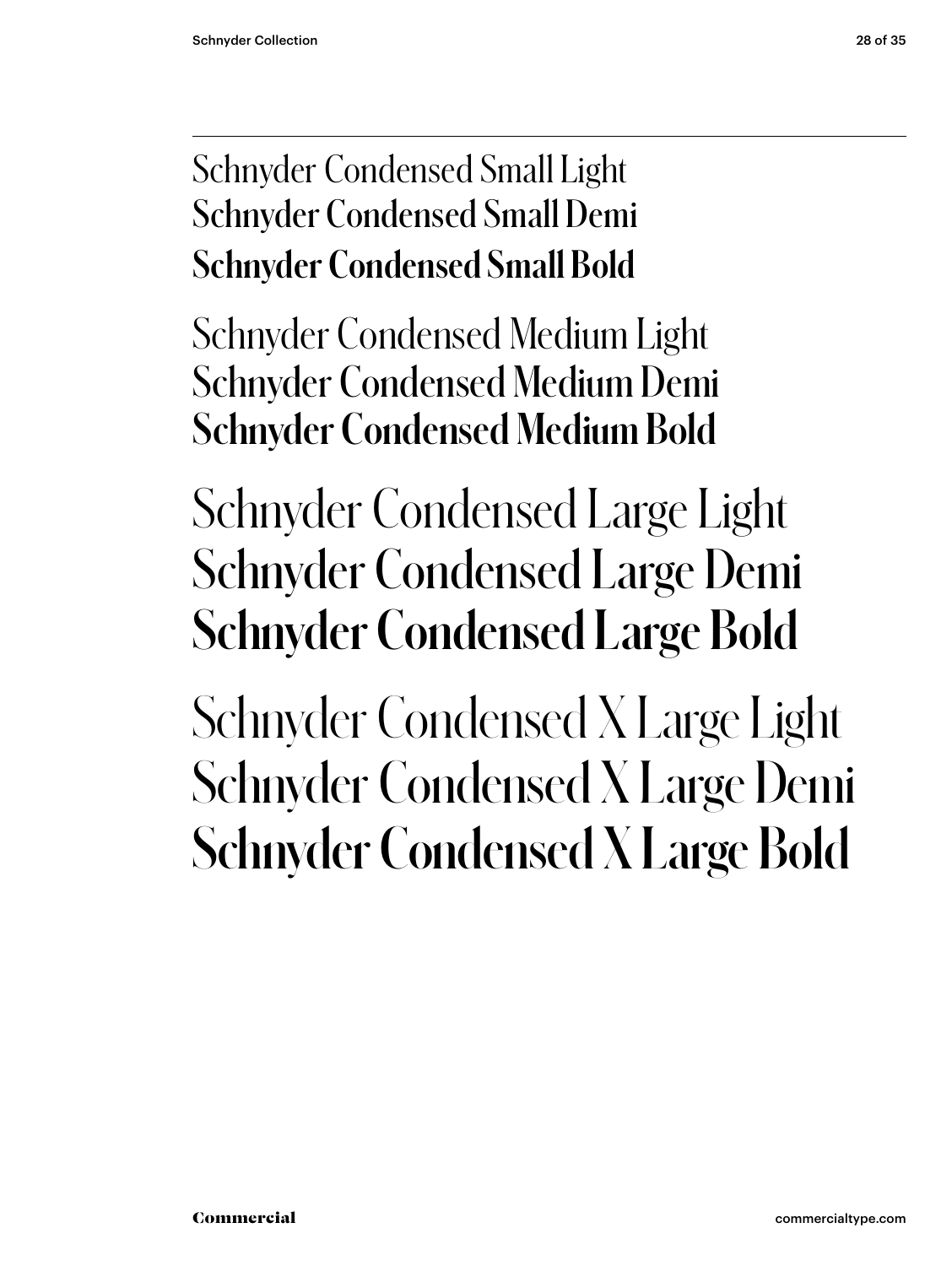Schnyder Condensed Small Light
**Schnyder Condensed Small Demi**
**Schnyder Condensed Small Bold**

Schnyder Condensed Medium Light
**Schnyder Condensed Medium Demi**
**Schnyder Condensed Medium Bold**

Schnyder Condensed Large Light
**Schnyder Condensed Large Demi**
**Schnyder Condensed Large Bold**

Schnyder Condensed X Large Light
**Schnyder Condensed X Large Demi**
**Schnyder Condensed X Large Bold**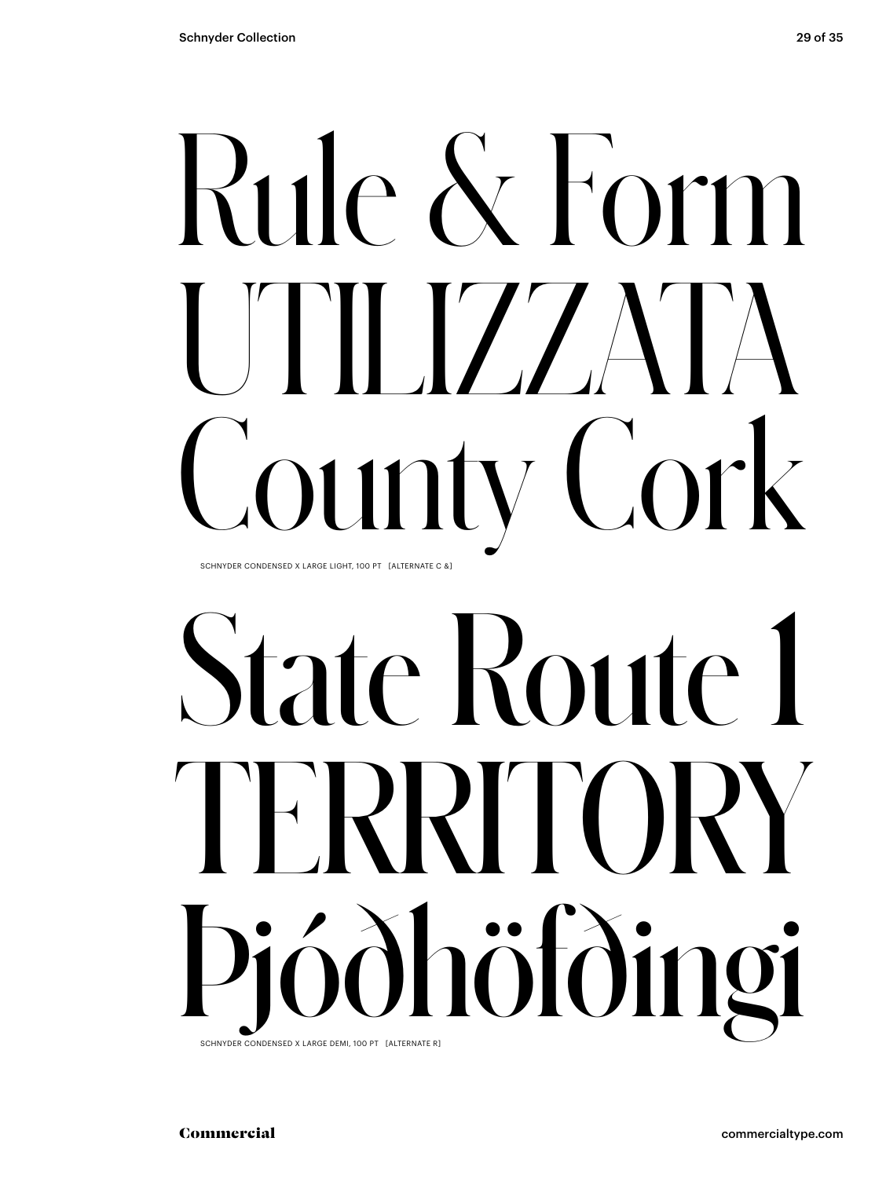# Rule & Form
# UTILIZZATA
# County Cork

SCHNYDER CONDENSED X LARGE LIGHT, 100 PT [ALTERNATE C &]

# State Route 1
# TERRITORY
# Þjóðhöfðingi

SCHNYDER CONDENSED X LARGE DEMI, 100 PT [ALTERNATE R]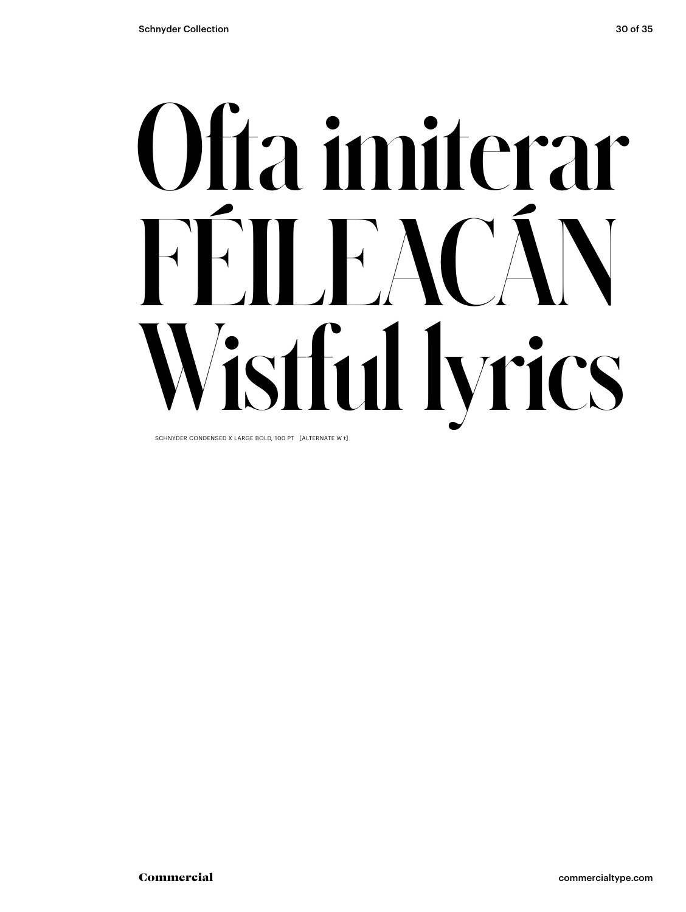# Ofta imiterar FÉILEACÁN Wistful lyrics

SCHNYDER CONDENSED X LARGE BOLD, 100 PT [ALTERNATE W t]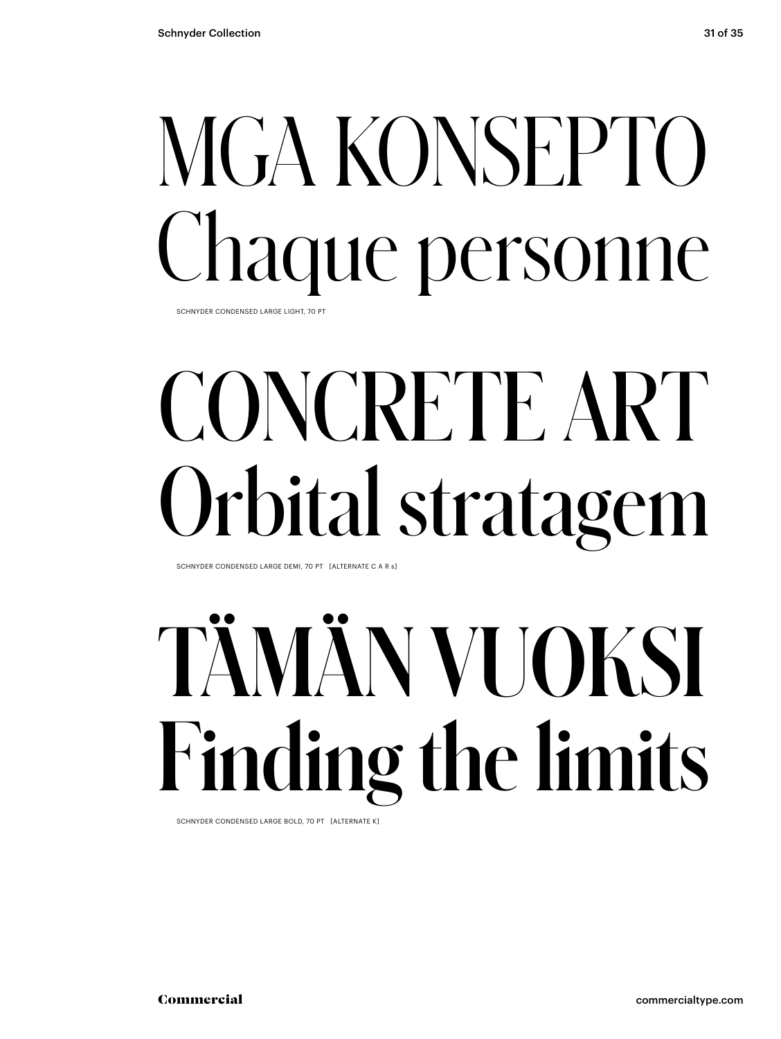MGA KONSEPTO
Chaque personne

SCHNYDER CONDENSED LARGE LIGHT, 70 PT

CONCRETE ART
Orbital stratagem

SCHNYDER CONDENSED LARGE DEMI, 70 PT [ALTERNATE C A R s]

TÄMÄN VUOKSI
Finding the limits

SCHNYDER CONDENSED LARGE BOLD, 70 PT [ALTERNATE K]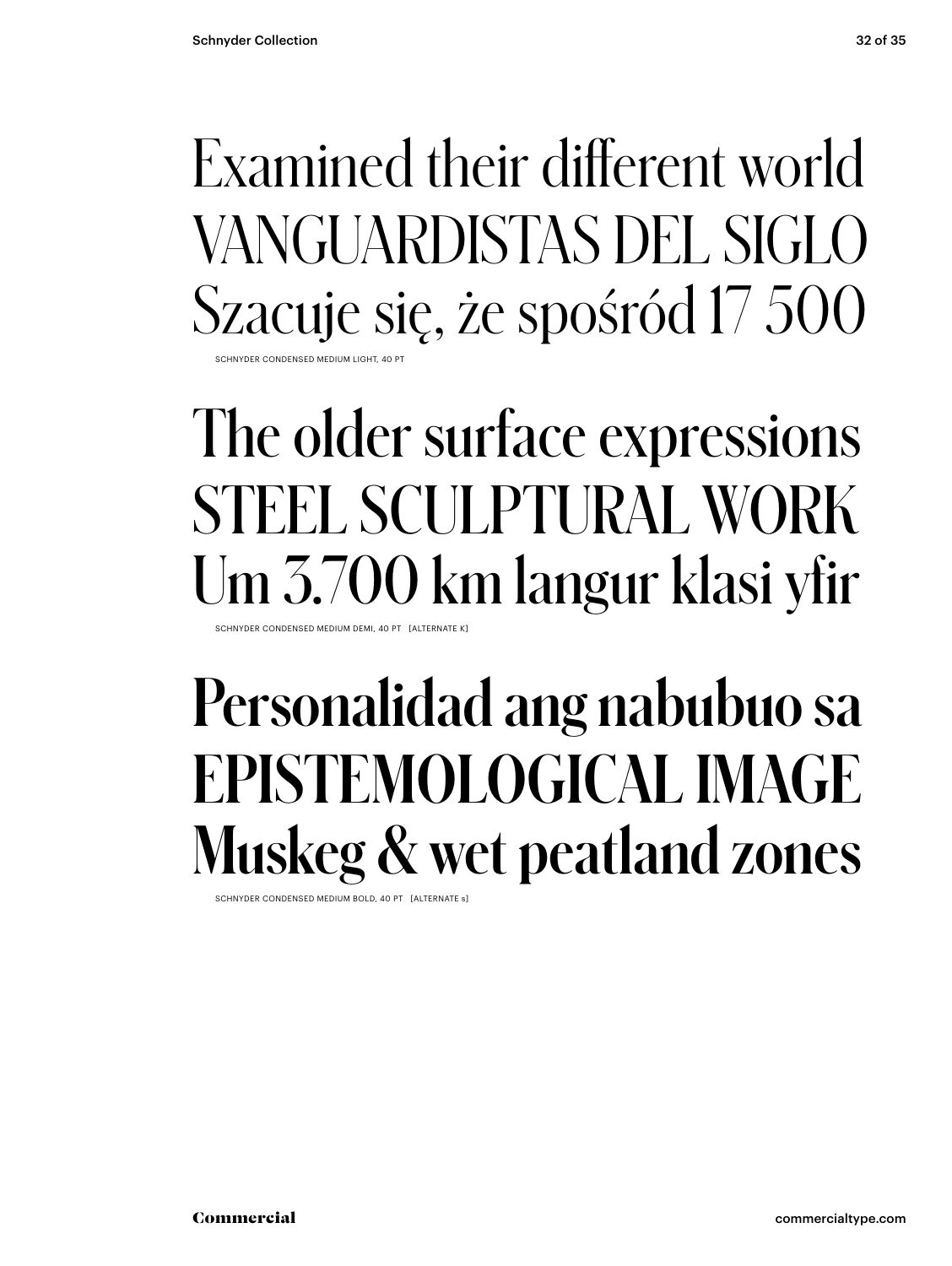Examined their different world
VANGUARDISTAS DEL SIGLO
Szacuje się, że spośród 17 500

SCHNYDER CONDENSED MEDIUM LIGHT, 40 PT

The older surface expressions
STEEL SCULPTURAL WORK
Um 3.700 km langur klasi yfir

SCHNYDER CONDENSED MEDIUM DEMI, 40 PT [ALTERNATE K]

**Personalidad ang nabubuo sa**
**EPISTEMOLOGICAL IMAGE**
**Muskeg & wet peatland zones**

SCHNYDER CONDENSED MEDIUM BOLD, 40 PT [ALTERNATE s]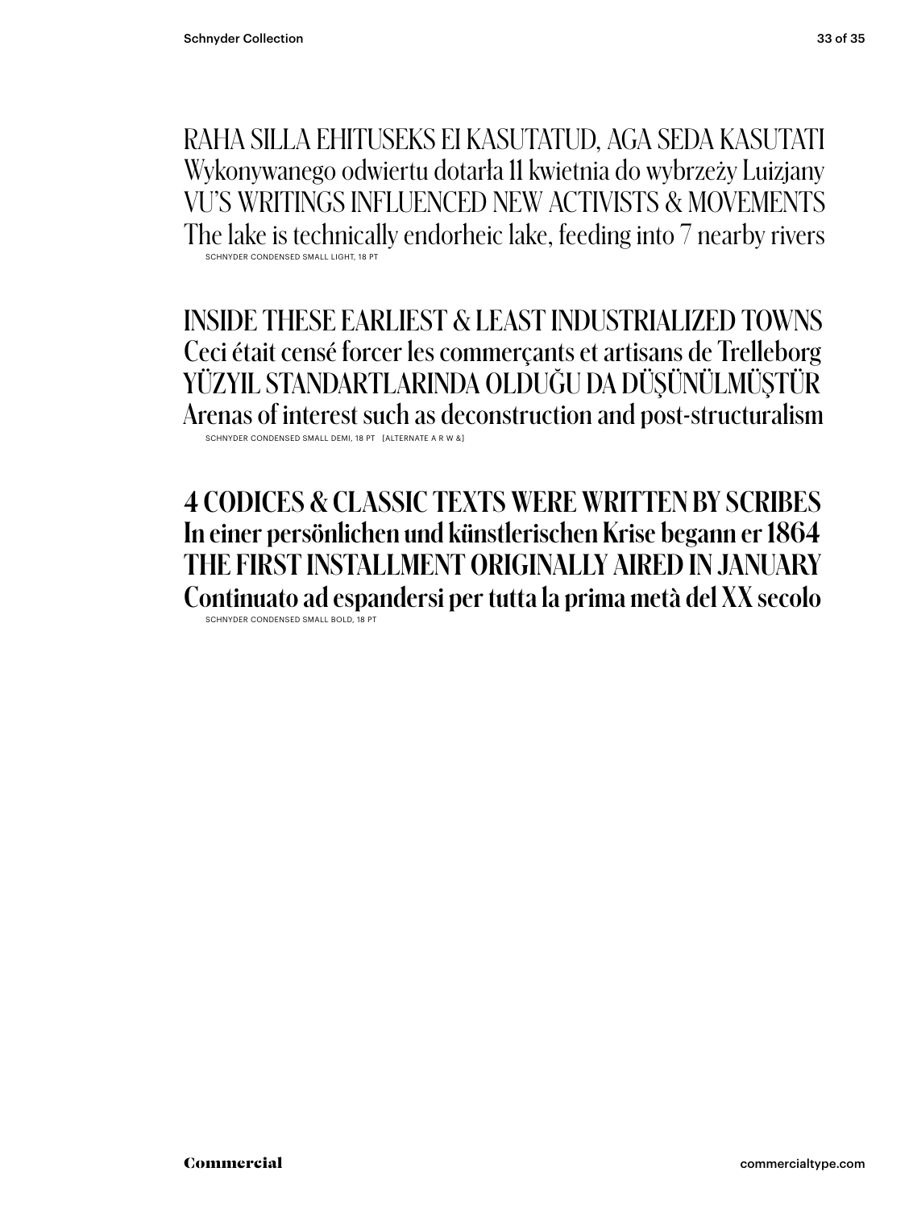RAHA SILLA EHITUSEKS EI KASUTATUD, AGA SEDA KASUTATI
Wykonywanego odwiertu dotarła 11 kwietnia do wybrzeży Luizjany
VU'S WRITINGS INFLUENCED NEW ACTIVISTS & MOVEMENTS
The lake is technically endorheic lake, feeding into 7 nearby rivers

SCHNYDER CONDENSED SMALL LIGHT, 18 PT

INSIDE THESE EARLIEST & LEAST INDUSTRIALIZED TOWNS
Ceci était censé forcer les commerçants et artisans de Trelleborg
YÜZYIL STANDARTLARINDA OLDUĞU DA DÜŞÜNÜLMÜŞTÜR
Arenas of interest such as deconstruction and post-structuralism

SCHNYDER CONDENSED SMALL DEMI, 18 PT [ALTERNATE A R W &]

**4 CODICES & CLASSIC TEXTS WERE WRITTEN BY SCRIBES**
**In einer persönlichen und künstlerischen Krise begann er 1864**
**THE FIRST INSTALLMENT ORIGINALLY AIRED IN JANUARY**
**Continuato ad espandersi per tutta la prima metà del XX secolo**

SCHNYDER CONDENSED SMALL BOLD, 18 PT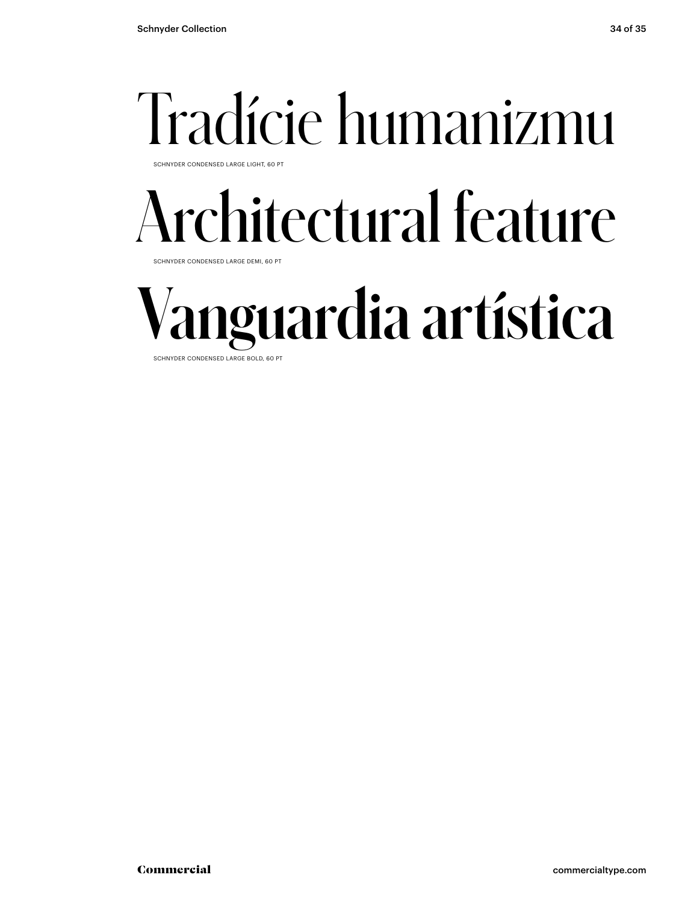Tradície humanizmu

SCHNYDER CONDENSED LARGE LIGHT, 60 PT

Architectural feature

SCHNYDER CONDENSED LARGE DEMI, 60 PT

**Vanguardia artística**

SCHNYDER CONDENSED LARGE BOLD, 60 PT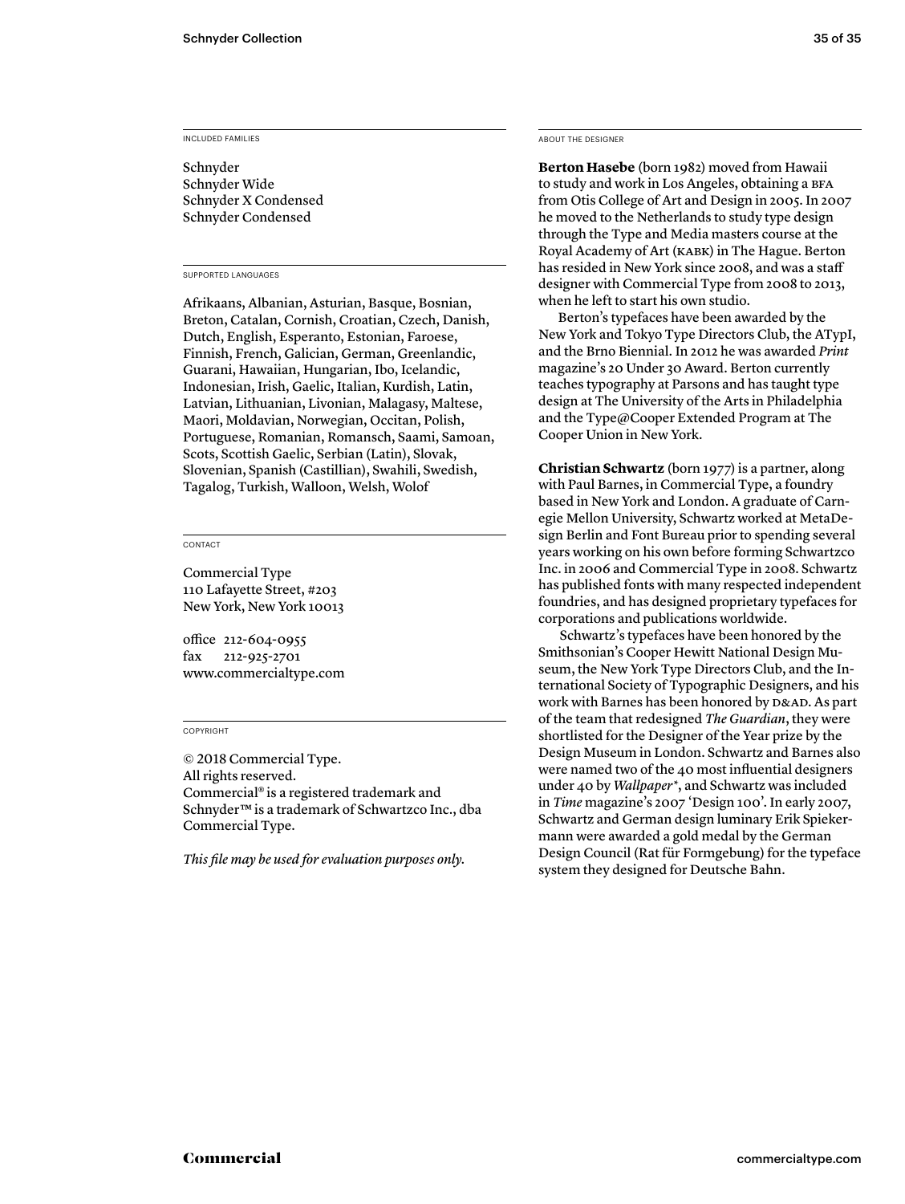## INCLUDED FAMILIES

Schnyder
Schnyder Wide
Schnyder X Condensed
Schnyder Condensed

## SUPPORTED LANGUAGES

Afrikaans, Albanian, Asturian, Basque, Bosnian, Breton, Catalan, Cornish, Croatian, Czech, Danish, Dutch, English, Esperanto, Estonian, Faroese, Finnish, French, Galician, German, Greenlandic, Guarani, Hawaiian, Hungarian, Ibo, Icelandic, Indonesian, Irish, Gaelic, Italian, Kurdish, Latin, Latvian, Lithuanian, Livonian, Malagasy, Maltese, Maori, Moldavian, Norwegian, Occitan, Polish, Portuguese, Romanian, Romansch, Saami, Samoan, Scots, Scottish Gaelic, Serbian (Latin), Slovak, Slovenian, Spanish (Castillian), Swahili, Swedish, Tagalog, Turkish, Walloon, Welsh, Wolof

## CONTACT

Commercial Type
110 Lafayette Street, #203
New York, New York 10013

office 212-604-0955
fax 212-925-2701
www.commercialtype.com

## COPYRIGHT

© 2018 Commercial Type.
All rights reserved.
Commercial® is a registered trademark and Schnyder™ is a trademark of Schwartzco Inc., dba Commercial Type.

*This file may be used for evaluation purposes only.*

## ABOUT THE DESIGNER

**Berton Hasebe** (born 1982) moved from Hawaii to study and work in Los Angeles, obtaining a BFA from Otis College of Art and Design in 2005. In 2007 he moved to the Netherlands to study type design through the Type and Media masters course at the Royal Academy of Art (KABK) in The Hague. Berton has resided in New York since 2008, and was a staff designer with Commercial Type from 2008 to 2013, when he left to start his own studio.

Berton's typefaces have been awarded by the New York and Tokyo Type Directors Club, the ATypI, and the Brno Biennial. In 2012 he was awarded *Print* magazine's 20 Under 30 Award. Berton currently teaches typography at Parsons and has taught type design at The University of the Arts in Philadelphia and the Type@Cooper Extended Program at The Cooper Union in New York.

**Christian Schwartz** (born 1977) is a partner, along with Paul Barnes, in Commercial Type, a foundry based in New York and London. A graduate of Carnegie Mellon University, Schwartz worked at MetaDesign Berlin and Font Bureau prior to spending several years working on his own before forming Schwartzco Inc. in 2006 and Commercial Type in 2008. Schwartz has published fonts with many respected independent foundries, and has designed proprietary typefaces for corporations and publications worldwide.

Schwartz's typefaces have been honored by the Smithsonian's Cooper Hewitt National Design Museum, the New York Type Directors Club, and the International Society of Typographic Designers, and his work with Barnes has been honored by D&AD. As part of the team that redesigned *The Guardian*, they were shortlisted for the Designer of the Year prize by the Design Museum in London. Schwartz and Barnes also were named two of the 40 most influential designers under 40 by *Wallpaper\**, and Schwartz was included in *Time* magazine's 2007 'Design 100'. In early 2007, Schwartz and German design luminary Erik Spiekermann were awarded a gold medal by the German Design Council (Rat für Formgebung) for the typeface system they designed for Deutsche Bahn.